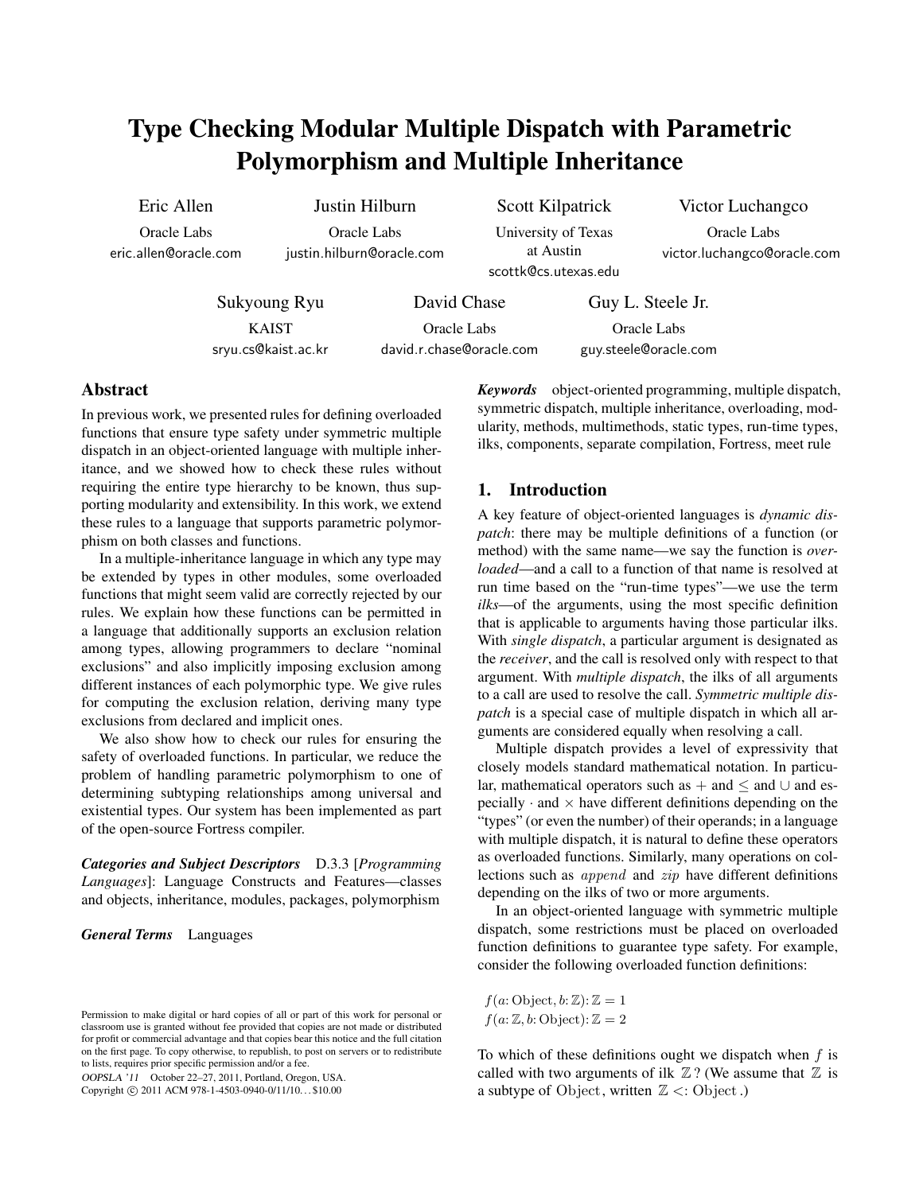# Type Checking Modular Multiple Dispatch with Parametric Polymorphism and Multiple Inheritance

Eric Allen
Oracle Labs
eric.allen@oracle.com

Justin Hilburn
Oracle Labs
justin.hilburn@oracle.com

Scott Kilpatrick
University of Texas at Austin
scottk@cs.utexas.edu

Victor Luchangco
Oracle Labs
victor.luchangco@oracle.com

Sukyoung Ryu
KAIST
sryu.cs@kaist.ac.kr

David Chase
Oracle Labs
david.r.chase@oracle.com

Guy L. Steele Jr.
Oracle Labs
guy.steele@oracle.com

## Abstract

In previous work, we presented rules for defining overloaded functions that ensure type safety under symmetric multiple dispatch in an object-oriented language with multiple inheritance, and we showed how to check these rules without requiring the entire type hierarchy to be known, thus supporting modularity and extensibility. In this work, we extend these rules to a language that supports parametric polymorphism on both classes and functions.

In a multiple-inheritance language in which any type may be extended by types in other modules, some overloaded functions that might seem valid are correctly rejected by our rules. We explain how these functions can be permitted in a language that additionally supports an exclusion relation among types, allowing programmers to declare "nominal exclusions" and also implicitly imposing exclusion among different instances of each polymorphic type. We give rules for computing the exclusion relation, deriving many type exclusions from declared and implicit ones.

We also show how to check our rules for ensuring the safety of overloaded functions. In particular, we reduce the problem of handling parametric polymorphism to one of determining subtyping relationships among universal and existential types. Our system has been implemented as part of the open-source Fortress compiler.

***Categories and Subject Descriptors*** D.3.3 [*Programming Languages*]: Language Constructs and Features—classes and objects, inheritance, modules, packages, polymorphism

***General Terms*** Languages

Permission to make digital or hard copies of all or part of this work for personal or classroom use is granted without fee provided that copies are not made or distributed for profit or commercial advantage and that copies bear this notice and the full citation on the first page. To copy otherwise, to republish, to post on servers or to redistribute to lists, requires prior specific permission and/or a fee.
*OOPSLA '11* October 22–27, 2011, Portland, Oregon, USA.
Copyright © 2011 ACM 978-1-4503-0940-0/11/10...$10.00

***Keywords*** object-oriented programming, multiple dispatch, symmetric dispatch, multiple inheritance, overloading, modularity, methods, multimethods, static types, run-time types, ilks, components, separate compilation, Fortress, meet rule

## 1. Introduction

A key feature of object-oriented languages is *dynamic dispatch*: there may be multiple definitions of a function (or method) with the same name—we say the function is *overloaded*—and a call to a function of that name is resolved at run time based on the "run-time types"—we use the term *ilks*—of the arguments, using the most specific definition that is applicable to arguments having those particular ilks. With *single dispatch*, a particular argument is designated as the *receiver*, and the call is resolved only with respect to that argument. With *multiple dispatch*, the ilks of all arguments to a call are used to resolve the call. *Symmetric multiple dispatch* is a special case of multiple dispatch in which all arguments are considered equally when resolving a call.

Multiple dispatch provides a level of expressivity that closely models standard mathematical notation. In particular, mathematical operators such as $+$ and $\leq$ and $\cup$ and especially $\cdot$ and $\times$ have different definitions depending on the "types" (or even the number) of their operands; in a language with multiple dispatch, it is natural to define these operators as overloaded functions. Similarly, many operations on collections such as *append* and *zip* have different definitions depending on the ilks of two or more arguments.

In an object-oriented language with symmetric multiple dispatch, some restrictions must be placed on overloaded function definitions to guarantee type safety. For example, consider the following overloaded function definitions:

$$f(a\colon \text{Object}, b\colon \mathbb{Z})\colon \mathbb{Z} = 1$$
$$f(a\colon \mathbb{Z}, b\colon \text{Object})\colon \mathbb{Z} = 2$$

To which of these definitions ought we dispatch when $f$ is called with two arguments of ilk $\mathbb{Z}$? (We assume that $\mathbb{Z}$ is a subtype of Object, written $\mathbb{Z} <: \text{Object}$.)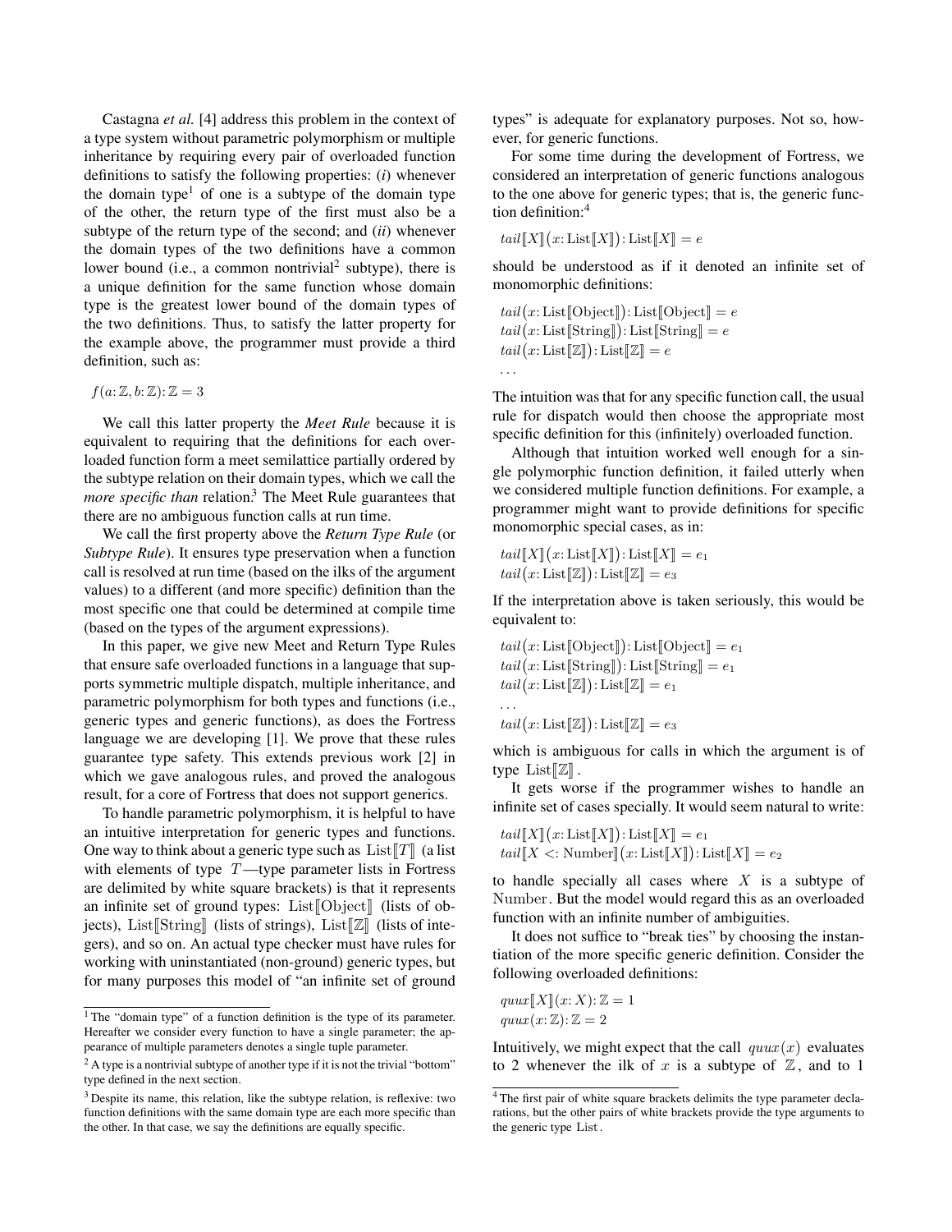Castagna *et al.* [4] address this problem in the context of a type system without parametric polymorphism or multiple inheritance by requiring every pair of overloaded function definitions to satisfy the following properties: (*i*) whenever the domain type[1] of one is a subtype of the domain type of the other, the return type of the first must also be a subtype of the return type of the second; and (*ii*) whenever the domain types of the two definitions have a common lower bound (i.e., a common nontrivial[2] subtype), there is a unique definition for the same function whose domain type is the greatest lower bound of the domain types of the two definitions. Thus, to satisfy the latter property for the example above, the programmer must provide a third definition, such as:

$$f(a\colon \mathbb{Z}, b\colon \mathbb{Z})\colon \mathbb{Z} = 3$$

We call this latter property the *Meet Rule* because it is equivalent to requiring that the definitions for each overloaded function form a meet semilattice partially ordered by the subtype relation on their domain types, which we call the *more specific than* relation.[3] The Meet Rule guarantees that there are no ambiguous function calls at run time.

We call the first property above the *Return Type Rule* (or *Subtype Rule*). It ensures type preservation when a function call is resolved at run time (based on the ilks of the argument values) to a different (and more specific) definition than the most specific one that could be determined at compile time (based on the types of the argument expressions).

In this paper, we give new Meet and Return Type Rules that ensure safe overloaded functions in a language that supports symmetric multiple dispatch, multiple inheritance, and parametric polymorphism for both types and functions (i.e., generic types and generic functions), as does the Fortress language we are developing [1]. We prove that these rules guarantee type safety. This extends previous work [2] in which we gave analogous rules, and proved the analogous result, for a core of Fortress that does not support generics.

To handle parametric polymorphism, it is helpful to have an intuitive interpretation for generic types and functions. One way to think about a generic type such as $\text{List}[\![T]\!]$ (a list with elements of type $T$—type parameter lists in Fortress are delimited by white square brackets) is that it represents an infinite set of ground types: $\text{List}[\![\text{Object}]\!]$ (lists of objects), $\text{List}[\![\text{String}]\!]$ (lists of strings), $\text{List}[\![\mathbb{Z}]\!]$ (lists of integers), and so on. An actual type checker must have rules for working with uninstantiated (non-ground) generic types, but for many purposes this model of "an infinite set of ground types" is adequate for explanatory purposes. Not so, however, for generic functions.

For some time during the development of Fortress, we considered an interpretation of generic functions analogous to the one above for generic types; that is, the generic function definition:[4]

$$tail[\![X]\!](x\colon \text{List}[\![X]\!])\colon \text{List}[\![X]\!] = e$$

should be understood as if it denoted an infinite set of monomorphic definitions:

$$\begin{aligned}
&tail(x\colon \text{List}[\![\text{Object}]\!])\colon \text{List}[\![\text{Object}]\!] = e\\
&tail(x\colon \text{List}[\![\text{String}]\!])\colon \text{List}[\![\text{String}]\!] = e\\
&tail(x\colon \text{List}[\![\mathbb{Z}]\!])\colon \text{List}[\![\mathbb{Z}]\!] = e\\
&\ldots
\end{aligned}$$

The intuition was that for any specific function call, the usual rule for dispatch would then choose the appropriate most specific definition for this (infinitely) overloaded function.

Although that intuition worked well enough for a single polymorphic function definition, it failed utterly when we considered multiple function definitions. For example, a programmer might want to provide definitions for specific monomorphic special cases, as in:

$$\begin{aligned}
&tail[\![X]\!](x\colon \text{List}[\![X]\!])\colon \text{List}[\![X]\!] = e_1\\
&tail(x\colon \text{List}[\![\mathbb{Z}]\!])\colon \text{List}[\![\mathbb{Z}]\!] = e_3
\end{aligned}$$

If the interpretation above is taken seriously, this would be equivalent to:

$$\begin{aligned}
&tail(x\colon \text{List}[\![\text{Object}]\!])\colon \text{List}[\![\text{Object}]\!] = e_1\\
&tail(x\colon \text{List}[\![\text{String}]\!])\colon \text{List}[\![\text{String}]\!] = e_1\\
&tail(x\colon \text{List}[\![\mathbb{Z}]\!])\colon \text{List}[\![\mathbb{Z}]\!] = e_1\\
&\ldots\\
&tail(x\colon \text{List}[\![\mathbb{Z}]\!])\colon \text{List}[\![\mathbb{Z}]\!] = e_3
\end{aligned}$$

which is ambiguous for calls in which the argument is of type $\text{List}[\![\mathbb{Z}]\!]$.

It gets worse if the programmer wishes to handle an infinite set of cases specially. It would seem natural to write:

$$\begin{aligned}
&tail[\![X]\!](x\colon \text{List}[\![X]\!])\colon \text{List}[\![X]\!] = e_1\\
&tail[\![X <\colon \text{Number}]\!](x\colon \text{List}[\![X]\!])\colon \text{List}[\![X]\!] = e_2
\end{aligned}$$

to handle specially all cases where $X$ is a subtype of $\text{Number}$. But the model would regard this as an overloaded function with an infinite number of ambiguities.

It does not suffice to "break ties" by choosing the instantiation of the more specific generic definition. Consider the following overloaded definitions:

$$\begin{aligned}
&quux[\![X]\!](x\colon X)\colon \mathbb{Z} = 1\\
&quux(x\colon \mathbb{Z})\colon \mathbb{Z} = 2
\end{aligned}$$

Intuitively, we might expect that the call $quux(x)$ evaluates to 2 whenever the ilk of $x$ is a subtype of $\mathbb{Z}$, and to 1

---

[1] The "domain type" of a function definition is the type of its parameter. Hereafter we consider every function to have a single parameter; the appearance of multiple parameters denotes a single tuple parameter.

[2] A type is a nontrivial subtype of another type if it is not the trivial "bottom" type defined in the next section.

[3] Despite its name, this relation, like the subtype relation, is reflexive: two function definitions with the same domain type are each more specific than the other. In that case, we say the definitions are equally specific.

[4] The first pair of white square brackets delimits the type parameter declarations, but the other pairs of white brackets provide the type arguments to the generic type List.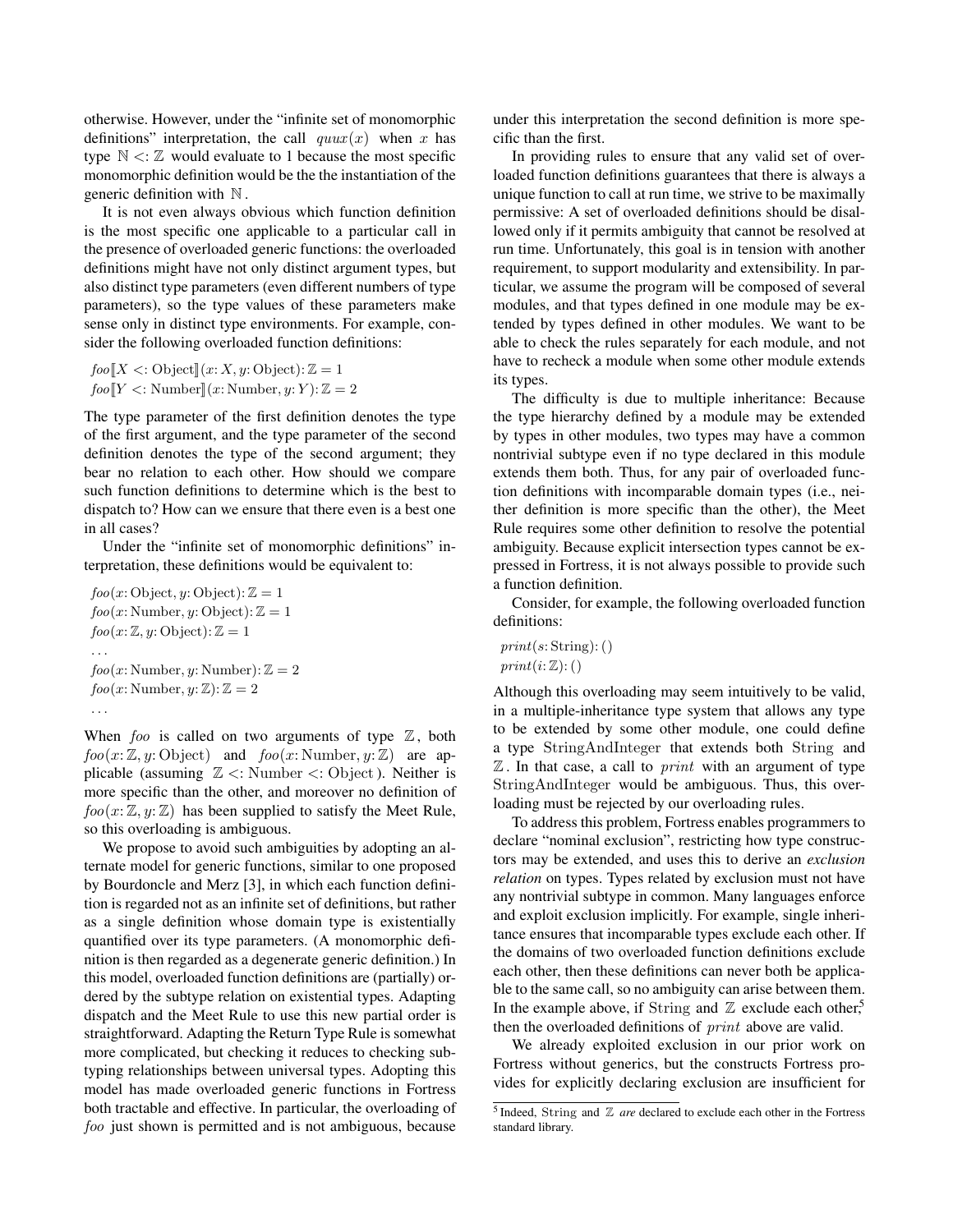otherwise. However, under the "infinite set of monomorphic definitions" interpretation, the call $quux(x)$ when $x$ has type $\mathbb{N} <: \mathbb{Z}$ would evaluate to 1 because the most specific monomorphic definition would be the the instantiation of the generic definition with $\mathbb{N}$.

It is not even always obvious which function definition is the most specific one applicable to a particular call in the presence of overloaded generic functions: the overloaded definitions might have not only distinct argument types, but also distinct type parameters (even different numbers of type parameters), so the type values of these parameters make sense only in distinct type environments. For example, consider the following overloaded function definitions:

$$foo[\![X <: \text{Object}]\!](x\colon X, y\colon \text{Object})\colon \mathbb{Z} = 1$$
$$foo[\![Y <: \text{Number}]\!](x\colon \text{Number}, y\colon Y)\colon \mathbb{Z} = 2$$

The type parameter of the first definition denotes the type of the first argument, and the type parameter of the second definition denotes the type of the second argument; they bear no relation to each other. How should we compare such function definitions to determine which is the best to dispatch to? How can we ensure that there even is a best one in all cases?

Under the "infinite set of monomorphic definitions" interpretation, these definitions would be equivalent to:

$$foo(x\colon \text{Object}, y\colon \text{Object})\colon \mathbb{Z} = 1$$
$$foo(x\colon \text{Number}, y\colon \text{Object})\colon \mathbb{Z} = 1$$
$$foo(x\colon \mathbb{Z}, y\colon \text{Object})\colon \mathbb{Z} = 1$$
$$\ldots$$
$$foo(x\colon \text{Number}, y\colon \text{Number})\colon \mathbb{Z} = 2$$
$$foo(x\colon \text{Number}, y\colon \mathbb{Z})\colon \mathbb{Z} = 2$$
$$\ldots$$

When *foo* is called on two arguments of type $\mathbb{Z}$, both $foo(x\colon \mathbb{Z}, y\colon \text{Object})$ and $foo(x\colon \text{Number}, y\colon \mathbb{Z})$ are applicable (assuming $\mathbb{Z} <: \text{Number} <: \text{Object}$). Neither is more specific than the other, and moreover no definition of $foo(x\colon \mathbb{Z}, y\colon \mathbb{Z})$ has been supplied to satisfy the Meet Rule, so this overloading is ambiguous.

We propose to avoid such ambiguities by adopting an alternate model for generic functions, similar to one proposed by Bourdoncle and Merz [3], in which each function definition is regarded not as an infinite set of definitions, but rather as a single definition whose domain type is existentially quantified over its type parameters. (A monomorphic definition is then regarded as a degenerate generic definition.) In this model, overloaded function definitions are (partially) ordered by the subtype relation on existential types. Adapting dispatch and the Meet Rule to use this new partial order is straightforward. Adapting the Return Type Rule is somewhat more complicated, but checking it reduces to checking subtyping relationships between universal types. Adopting this model has made overloaded generic functions in Fortress both tractable and effective. In particular, the overloading of *foo* just shown is permitted and is not ambiguous, because under this interpretation the second definition is more specific than the first.

In providing rules to ensure that any valid set of overloaded function definitions guarantees that there is always a unique function to call at run time, we strive to be maximally permissive: A set of overloaded definitions should be disallowed only if it permits ambiguity that cannot be resolved at run time. Unfortunately, this goal is in tension with another requirement, to support modularity and extensibility. In particular, we assume the program will be composed of several modules, and that types defined in one module may be extended by types defined in other modules. We want to be able to check the rules separately for each module, and not have to recheck a module when some other module extends its types.

The difficulty is due to multiple inheritance: Because the type hierarchy defined by a module may be extended by types in other modules, two types may have a common nontrivial subtype even if no type declared in this module extends them both. Thus, for any pair of overloaded function definitions with incomparable domain types (i.e., neither definition is more specific than the other), the Meet Rule requires some other definition to resolve the potential ambiguity. Because explicit intersection types cannot be expressed in Fortress, it is not always possible to provide such a function definition.

Consider, for example, the following overloaded function definitions:

$$print(s\colon \text{String})\colon ()$$
$$print(i\colon \mathbb{Z})\colon ()$$

Although this overloading may seem intuitively to be valid, in a multiple-inheritance type system that allows any type to be extended by some other module, one could define a type $\text{StringAndInteger}$ that extends both $\text{String}$ and $\mathbb{Z}$. In that case, a call to $print$ with an argument of type $\text{StringAndInteger}$ would be ambiguous. Thus, this overloading must be rejected by our overloading rules.

To address this problem, Fortress enables programmers to declare "nominal exclusion", restricting how type constructors may be extended, and uses this to derive an *exclusion relation* on types. Types related by exclusion must not have any nontrivial subtype in common. Many languages enforce and exploit exclusion implicitly. For example, single inheritance ensures that incomparable types exclude each other. If the domains of two overloaded function definitions exclude each other, then these definitions can never both be applicable to the same call, so no ambiguity can arise between them. In the example above, if $\text{String}$ and $\mathbb{Z}$ exclude each other,[5] then the overloaded definitions of $print$ above are valid.

We already exploited exclusion in our prior work on Fortress without generics, but the constructs Fortress provides for explicitly declaring exclusion are insufficient for

[5] Indeed, String and $\mathbb{Z}$ *are* declared to exclude each other in the Fortress standard library.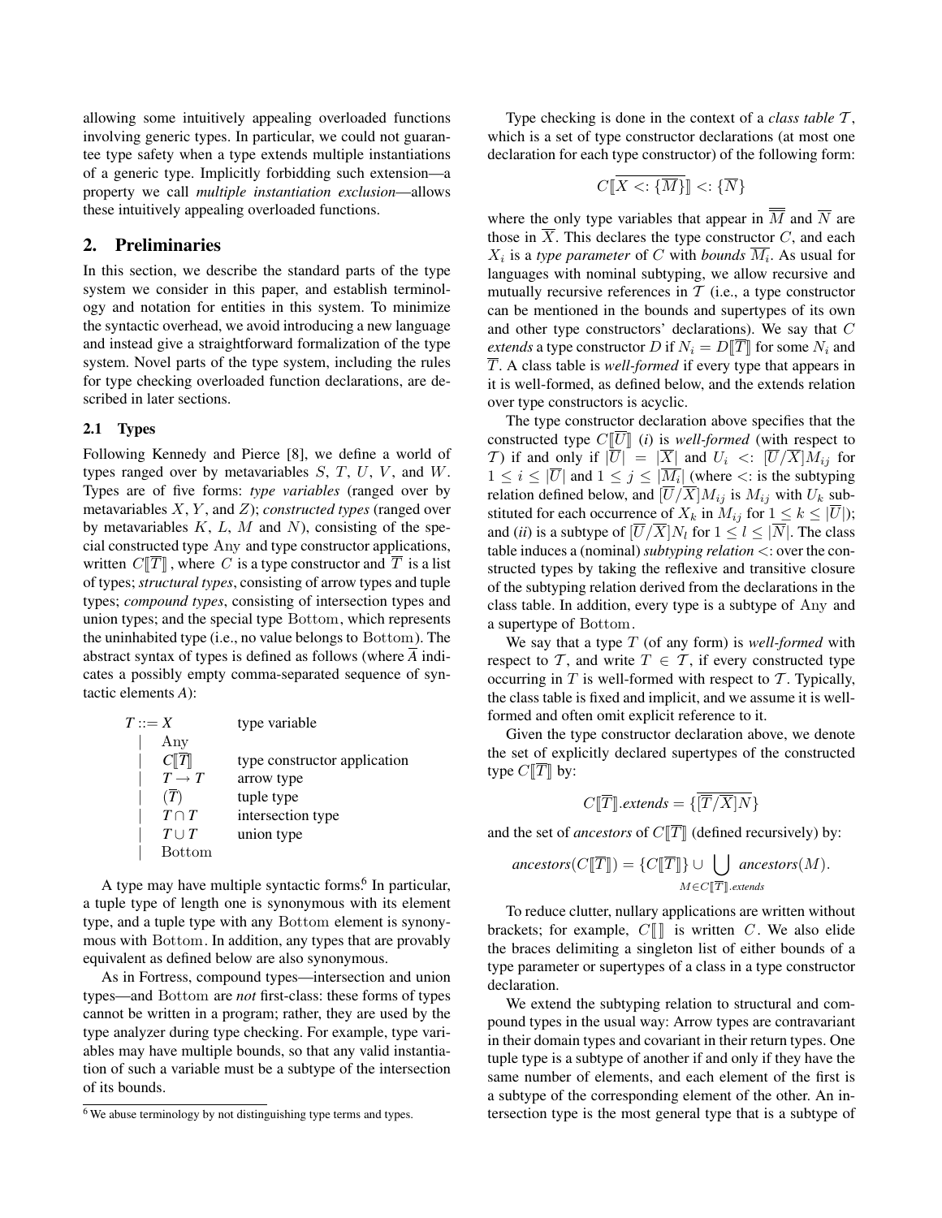allowing some intuitively appealing overloaded functions involving generic types. In particular, we could not guarantee type safety when a type extends multiple instantiations of a generic type. Implicitly forbidding such extension—a property we call *multiple instantiation exclusion*—allows these intuitively appealing overloaded functions.

## 2. Preliminaries

In this section, we describe the standard parts of the type system we consider in this paper, and establish terminology and notation for entities in this system. To minimize the syntactic overhead, we avoid introducing a new language and instead give a straightforward formalization of the type system. Novel parts of the type system, including the rules for type checking overloaded function declarations, are described in later sections.

### 2.1 Types

Following Kennedy and Pierce [8], we define a world of types ranged over by metavariables $S$, $T$, $U$, $V$, and $W$. Types are of five forms: *type variables* (ranged over by metavariables $X$, $Y$, and $Z$); *constructed types* (ranged over by metavariables $K$, $L$, $M$ and $N$), consisting of the special constructed type Any and type constructor applications, written $C[\![\overline{T}]\!]$, where $C$ is a type constructor and $\overline{T}$ is a list of types; *structural types*, consisting of arrow types and tuple types; *compound types*, consisting of intersection types and union types; and the special type Bottom, which represents the uninhabited type (i.e., no value belongs to Bottom). The abstract syntax of types is defined as follows (where $\overline{A}$ indicates a possibly empty comma-separated sequence of syntactic elements *A*):

$$
\begin{array}{lll}
T ::= & X & \text{type variable} \\
| & \text{Any} & \\
| & C[\![\overline{T}]\!] & \text{type constructor application} \\
| & T \rightarrow T & \text{arrow type} \\
| & (\overline{T}) & \text{tuple type} \\
| & T \cap T & \text{intersection type} \\
| & T \cup T & \text{union type} \\
| & \text{Bottom} &
\end{array}
$$

A type may have multiple syntactic forms.[6] In particular, a tuple type of length one is synonymous with its element type, and a tuple type with any Bottom element is synonymous with Bottom. In addition, any types that are provably equivalent as defined below are also synonymous.

As in Fortress, compound types—intersection and union types—and Bottom are *not* first-class: these forms of types cannot be written in a program; rather, they are used by the type analyzer during type checking. For example, type variables may have multiple bounds, so that any valid instantiation of such a variable must be a subtype of the intersection of its bounds.

[6] We abuse terminology by not distinguishing type terms and types.

Type checking is done in the context of a *class table* $\mathcal{T}$, which is a set of type constructor declarations (at most one declaration for each type constructor) of the following form:

$$C[\![\overline{X <: \{\overline{M}\}}]\!] <: \{\overline{N}\}$$

where the only type variables that appear in $\overline{\overline{M}}$ and $\overline{N}$ are those in $\overline{X}$. This declares the type constructor $C$, and each $X_i$ is a *type parameter* of $C$ with *bounds* $\overline{M_i}$. As usual for languages with nominal subtyping, we allow recursive and mutually recursive references in $\mathcal{T}$ (i.e., a type constructor can be mentioned in the bounds and supertypes of its own and other type constructors' declarations). We say that $C$ *extends* a type constructor $D$ if $N_i = D[\![\overline{T}]\!]$ for some $N_i$ and $\overline{T}$. A class table is *well-formed* if every type that appears in it is well-formed, as defined below, and the extends relation over type constructors is acyclic.

The type constructor declaration above specifies that the constructed type $C[\![\overline{U}]\!]$ (*i*) is *well-formed* (with respect to $\mathcal{T}$) if and only if $|\overline{U}| = |\overline{X}|$ and $U_i <: [\overline{U}/\overline{X}]M_{ij}$ for $1 \leq i \leq |\overline{U}|$ and $1 \leq j \leq |\overline{M_i}|$ (where $<:$ is the subtyping relation defined below, and $[\overline{U}/\overline{X}]M_{ij}$ is $M_{ij}$ with $U_k$ substituted for each occurrence of $X_k$ in $M_{ij}$ for $1 \leq k \leq |\overline{U}|$); and (*ii*) is a subtype of $[\overline{U}/\overline{X}]N_l$ for $1 \leq l \leq |\overline{N}|$. The class table induces a (nominal) *subtyping relation* $<:$ over the constructed types by taking the reflexive and transitive closure of the subtyping relation derived from the declarations in the class table. In addition, every type is a subtype of Any and a supertype of Bottom.

We say that a type $T$ (of any form) is *well-formed* with respect to $\mathcal{T}$, and write $T \in \mathcal{T}$, if every constructed type occurring in $T$ is well-formed with respect to $\mathcal{T}$. Typically, the class table is fixed and implicit, and we assume it is well-formed and often omit explicit reference to it.

Given the type constructor declaration above, we denote the set of explicitly declared supertypes of the constructed type $C[\![\overline{T}]\!]$ by:

$$C[\![\overline{T}]\!].\mathit{extends} = \{\overline{[\overline{T}/\overline{X}]N}\}$$

and the set of *ancestors* of $C[\![\overline{T}]\!]$ (defined recursively) by:

$$\mathit{ancestors}(C[\![\overline{T}]\!]) = \{C[\![\overline{T}]\!]\} \cup \bigcup_{M \in C[\![\overline{T}]\!].\mathit{extends}} \mathit{ancestors}(M).$$

To reduce clutter, nullary applications are written without brackets; for example, $C[\![\,]\!]$ is written $C$. We also elide the braces delimiting a singleton list of either bounds of a type parameter or supertypes of a class in a type constructor declaration.

We extend the subtyping relation to structural and compound types in the usual way: Arrow types are contravariant in their domain types and covariant in their return types. One tuple type is a subtype of another if and only if they have the same number of elements, and each element of the first is a subtype of the corresponding element of the other. An intersection type is the most general type that is a subtype of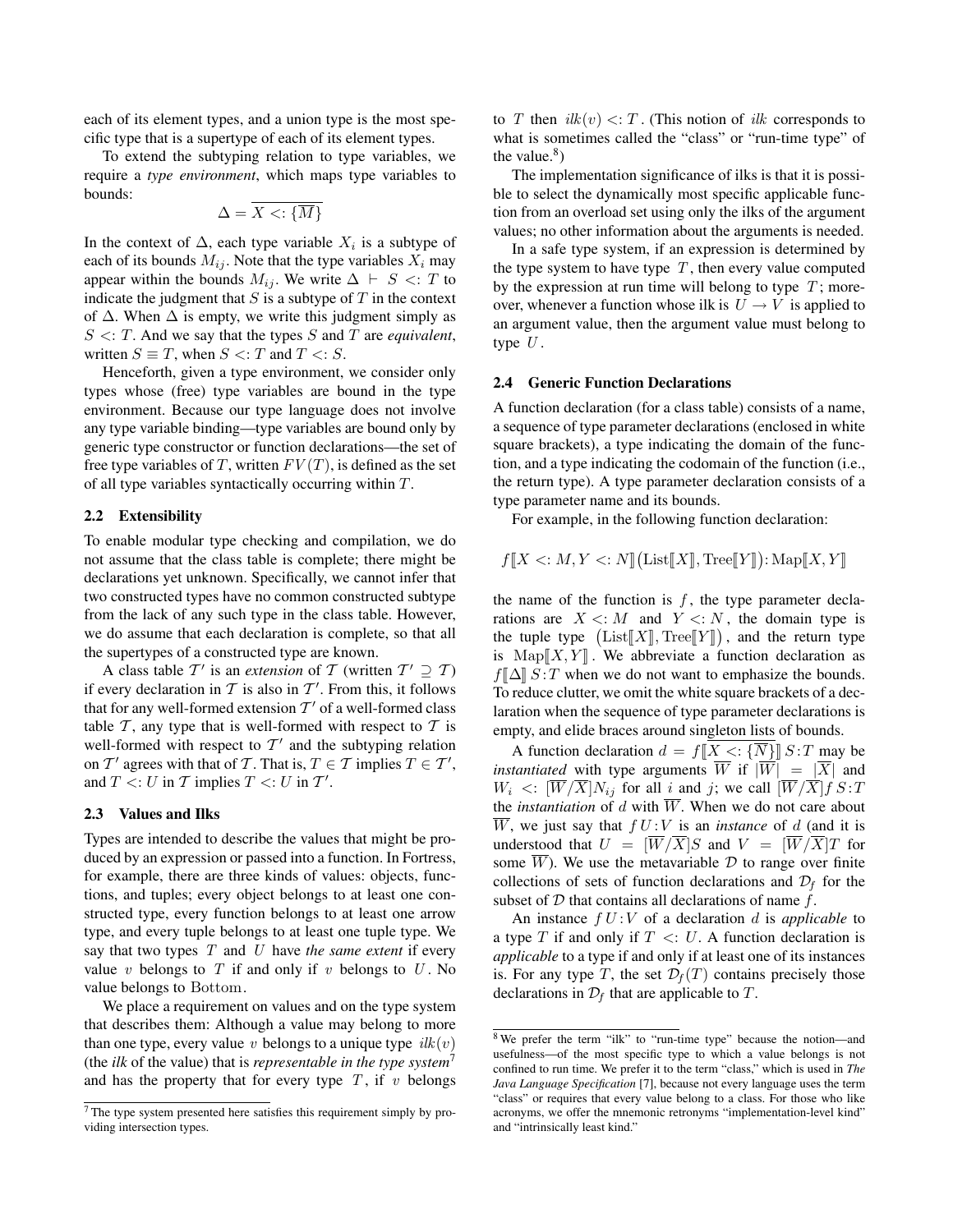each of its element types, and a union type is the most specific type that is a supertype of each of its element types.

To extend the subtyping relation to type variables, we require a *type environment*, which maps type variables to bounds:

$$\Delta = \overline{X <: \{\overline{M}\}}$$

In the context of $\Delta$, each type variable $X_i$ is a subtype of each of its bounds $M_{ij}$. Note that the type variables $X_i$ may appear within the bounds $M_{ij}$. We write $\Delta \vdash S <: T$ to indicate the judgment that $S$ is a subtype of $T$ in the context of $\Delta$. When $\Delta$ is empty, we write this judgment simply as $S <: T$. And we say that the types $S$ and $T$ are *equivalent*, written $S \equiv T$, when $S <: T$ and $T <: S$.

Henceforth, given a type environment, we consider only types whose (free) type variables are bound in the type environment. Because our type language does not involve any type variable binding—type variables are bound only by generic type constructor or function declarations—the set of free type variables of $T$, written $FV(T)$, is defined as the set of all type variables syntactically occurring within $T$.

### 2.2 Extensibility

To enable modular type checking and compilation, we do not assume that the class table is complete; there might be declarations yet unknown. Specifically, we cannot infer that two constructed types have no common constructed subtype from the lack of any such type in the class table. However, we do assume that each declaration is complete, so that all the supertypes of a constructed type are known.

A class table $\mathcal{T}'$ is an *extension* of $\mathcal{T}$ (written $\mathcal{T}' \supseteq \mathcal{T}$) if every declaration in $\mathcal{T}$ is also in $\mathcal{T}'$. From this, it follows that for any well-formed extension $\mathcal{T}'$ of a well-formed class table $\mathcal{T}$, any type that is well-formed with respect to $\mathcal{T}$ is well-formed with respect to $\mathcal{T}'$ and the subtyping relation on $\mathcal{T}'$ agrees with that of $\mathcal{T}$. That is, $T \in \mathcal{T}$ implies $T \in \mathcal{T}'$, and $T <: U$ in $\mathcal{T}$ implies $T <: U$ in $\mathcal{T}'$.

### 2.3 Values and Ilks

Types are intended to describe the values that might be produced by an expression or passed into a function. In Fortress, for example, there are three kinds of values: objects, functions, and tuples; every object belongs to at least one constructed type, every function belongs to at least one arrow type, and every tuple belongs to at least one tuple type. We say that two types $T$ and $U$ have *the same extent* if every value $v$ belongs to $T$ if and only if $v$ belongs to $U$. No value belongs to $\mathrm{Bottom}$.

We place a requirement on values and on the type system that describes them: Although a value may belong to more than one type, every value $v$ belongs to a unique type $ilk(v)$ (the *ilk* of the value) that is *representable in the type system*[7] and has the property that for every type $T$, if $v$ belongs to $T$ then $ilk(v) <: T$. (This notion of $ilk$ corresponds to what is sometimes called the "class" or "run-time type" of the value.[8])

The implementation significance of ilks is that it is possible to select the dynamically most specific applicable function from an overload set using only the ilks of the argument values; no other information about the arguments is needed.

In a safe type system, if an expression is determined by the type system to have type $T$, then every value computed by the expression at run time will belong to type $T$; moreover, whenever a function whose ilk is $U \to V$ is applied to an argument value, then the argument value must belong to type $U$.

### 2.4 Generic Function Declarations

A function declaration (for a class table) consists of a name, a sequence of type parameter declarations (enclosed in white square brackets), a type indicating the domain of the function, and a type indicating the codomain of the function (i.e., the return type). A type parameter declaration consists of a type parameter name and its bounds.

For example, in the following function declaration:

$$f[\![X <: M, Y <: N]\!]\big(\mathrm{List}[\![X]\!], \mathrm{Tree}[\![Y]\!]\big)\colon \mathrm{Map}[\![X, Y]\!]$$

the name of the function is $f$, the type parameter declarations are $X <: M$ and $Y <: N$, the domain type is the tuple type $\big(\mathrm{List}[\![X]\!], \mathrm{Tree}[\![Y]\!]\big)$, and the return type is $\mathrm{Map}[\![X, Y]\!]$. We abbreviate a function declaration as $f[\![\Delta]\!]\, S\!:\!T$ when we do not want to emphasize the bounds. To reduce clutter, we omit the white square brackets of a declaration when the sequence of type parameter declarations is empty, and elide braces around singleton lists of bounds.

A function declaration $d = f[\![\overline{X <: \{\overline{N}\}}]\!]\, S\!:\!T$ may be *instantiated* with type arguments $\overline{W}$ if $|\overline{W}| = |\overline{X}|$ and $W_i <: [\overline{W}/\overline{X}]N_{ij}$ for all $i$ and $j$; we call $[\overline{W}/\overline{X}]f\, S\!:\!T$ the *instantiation* of $d$ with $\overline{W}$. When we do not care about $\overline{W}$, we just say that $f\, U\!:\!V$ is an *instance* of $d$ (and it is understood that $U = [\overline{W}/\overline{X}]S$ and $V = [\overline{W}/\overline{X}]T$ for some $\overline{W}$). We use the metavariable $\mathcal{D}$ to range over finite collections of sets of function declarations and $\mathcal{D}_f$ for the subset of $\mathcal{D}$ that contains all declarations of name $f$.

An instance $f\, U\!:\!V$ of a declaration $d$ is *applicable* to a type $T$ if and only if $T <: U$. A function declaration is *applicable* to a type if and only if at least one of its instances is. For any type $T$, the set $\mathcal{D}_f(T)$ contains precisely those declarations in $\mathcal{D}_f$ that are applicable to $T$.

---

[7] The type system presented here satisfies this requirement simply by providing intersection types.

[8] We prefer the term "ilk" to "run-time type" because the notion—and usefulness—of the most specific type to which a value belongs is not confined to run time. We prefer it to the term "class," which is used in *The Java Language Specification* [7], because not every language uses the term "class" or requires that every value belong to a class. For those who like acronyms, we offer the mnemonic retronyms "implementation-level kind" and "intrinsically least kind."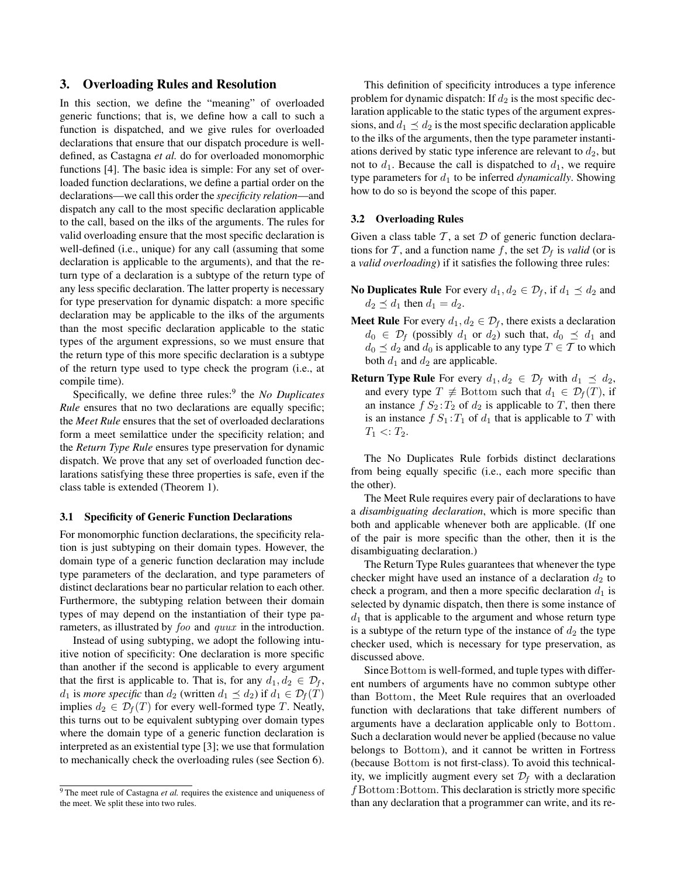## 3. Overloading Rules and Resolution

In this section, we define the "meaning" of overloaded generic functions; that is, we define how a call to such a function is dispatched, and we give rules for overloaded declarations that ensure that our dispatch procedure is well-defined, as Castagna *et al.* do for overloaded monomorphic functions [4]. The basic idea is simple: For any set of overloaded function declarations, we define a partial order on the declarations—we call this order the *specificity relation*—and dispatch any call to the most specific declaration applicable to the call, based on the ilks of the arguments. The rules for valid overloading ensure that the most specific declaration is well-defined (i.e., unique) for any call (assuming that some declaration is applicable to the arguments), and that the return type of a declaration is a subtype of the return type of any less specific declaration. The latter property is necessary for type preservation for dynamic dispatch: a more specific declaration may be applicable to the ilks of the arguments than the most specific declaration applicable to the static types of the argument expressions, so we must ensure that the return type of this more specific declaration is a subtype of the return type used to type check the program (i.e., at compile time).

Specifically, we define three rules:[9] the *No Duplicates Rule* ensures that no two declarations are equally specific; the *Meet Rule* ensures that the set of overloaded declarations form a meet semilattice under the specificity relation; and the *Return Type Rule* ensures type preservation for dynamic dispatch. We prove that any set of overloaded function declarations satisfying these three properties is safe, even if the class table is extended (Theorem 1).

### 3.1 Specificity of Generic Function Declarations

For monomorphic function declarations, the specificity relation is just subtyping on their domain types. However, the domain type of a generic function declaration may include type parameters of the declaration, and type parameters of distinct declarations bear no particular relation to each other. Furthermore, the subtyping relation between their domain types of may depend on the instantiation of their type parameters, as illustrated by $foo$ and $quux$ in the introduction.

Instead of using subtyping, we adopt the following intuitive notion of specificity: One declaration is more specific than another if the second is applicable to every argument that the first is applicable to. That is, for any $d_1, d_2 \in \mathcal{D}_f$, $d_1$ is *more specific* than $d_2$ (written $d_1 \preceq d_2$) if $d_1 \in \mathcal{D}_f(T)$ implies $d_2 \in \mathcal{D}_f(T)$ for every well-formed type $T$. Neatly, this turns out to be equivalent subtyping over domain types where the domain type of a generic function declaration is interpreted as an existential type [3]; we use that formulation to mechanically check the overloading rules (see Section 6).

[9] The meet rule of Castagna *et al.* requires the existence and uniqueness of the meet. We split these into two rules.

This definition of specificity introduces a type inference problem for dynamic dispatch: If $d_2$ is the most specific declaration applicable to the static types of the argument expressions, and $d_1 \preceq d_2$ is the most specific declaration applicable to the ilks of the arguments, then the type parameter instantiations derived by static type inference are relevant to $d_2$, but not to $d_1$. Because the call is dispatched to $d_1$, we require type parameters for $d_1$ to be inferred *dynamically*. Showing how to do so is beyond the scope of this paper.

### 3.2 Overloading Rules

Given a class table $\mathcal{T}$, a set $\mathcal{D}$ of generic function declarations for $\mathcal{T}$, and a function name $f$, the set $\mathcal{D}_f$ is *valid* (or is a *valid overloading*) if it satisfies the following three rules:

**No Duplicates Rule** For every $d_1, d_2 \in \mathcal{D}_f$, if $d_1 \preceq d_2$ and $d_2 \preceq d_1$ then $d_1 = d_2$.

**Meet Rule** For every $d_1, d_2 \in \mathcal{D}_f$, there exists a declaration $d_0 \in \mathcal{D}_f$ (possibly $d_1$ or $d_2$) such that, $d_0 \preceq d_1$ and $d_0 \preceq d_2$ and $d_0$ is applicable to any type $T \in \mathcal{T}$ to which both $d_1$ and $d_2$ are applicable.

**Return Type Rule** For every $d_1, d_2 \in \mathcal{D}_f$ with $d_1 \preceq d_2$, and every type $T \not\equiv \mathrm{Bottom}$ such that $d_1 \in \mathcal{D}_f(T)$, if an instance $f\, S_2\!:\!T_2$ of $d_2$ is applicable to $T$, then there is an instance $f\, S_1\!:\!T_1$ of $d_1$ that is applicable to $T$ with $T_1 <: T_2$.

The No Duplicates Rule forbids distinct declarations from being equally specific (i.e., each more specific than the other).

The Meet Rule requires every pair of declarations to have a *disambiguating declaration*, which is more specific than both and applicable whenever both are applicable. (If one of the pair is more specific than the other, then it is the disambiguating declaration.)

The Return Type Rules guarantees that whenever the type checker might have used an instance of a declaration $d_2$ to check a program, and then a more specific declaration $d_1$ is selected by dynamic dispatch, then there is some instance of $d_1$ that is applicable to the argument and whose return type is a subtype of the return type of the instance of $d_2$ the type checker used, which is necessary for type preservation, as discussed above.

Since $\mathrm{Bottom}$ is well-formed, and tuple types with different numbers of arguments have no common subtype other than $\mathrm{Bottom}$, the Meet Rule requires that an overloaded function with declarations that take different numbers of arguments have a declaration applicable only to $\mathrm{Bottom}$. Such a declaration would never be applied (because no value belongs to $\mathrm{Bottom}$), and it cannot be written in Fortress (because $\mathrm{Bottom}$ is not first-class). To avoid this technicality, we implicitly augment every set $\mathcal{D}_f$ with a declaration $f\,\mathrm{Bottom}\!:\!\mathrm{Bottom}$. This declaration is strictly more specific than any declaration that a programmer can write, and its re-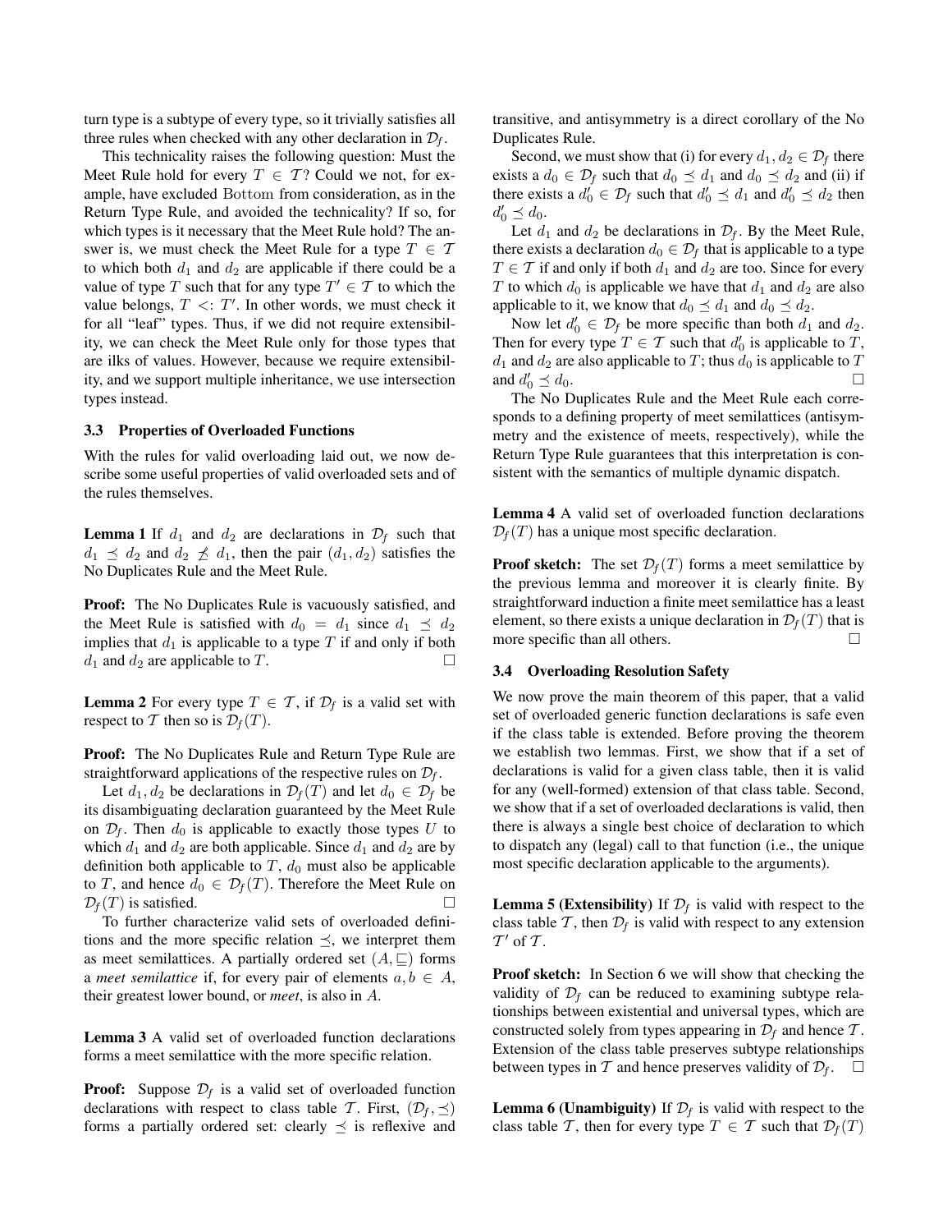turn type is a subtype of every type, so it trivially satisfies all three rules when checked with any other declaration in $\mathcal{D}_f$.

This technicality raises the following question: Must the Meet Rule hold for every $T \in \mathcal{T}$? Could we not, for example, have excluded Bottom from consideration, as in the Return Type Rule, and avoided the technicality? If so, for which types is it necessary that the Meet Rule hold? The answer is, we must check the Meet Rule for a type $T \in \mathcal{T}$ to which both $d_1$ and $d_2$ are applicable if there could be a value of type $T$ such that for any type $T' \in \mathcal{T}$ to which the value belongs, $T <: T'$. In other words, we must check it for all "leaf" types. Thus, if we did not require extensibility, we can check the Meet Rule only for those types that are ilks of values. However, because we require extensibility, and we support multiple inheritance, we use intersection types instead.

### 3.3 Properties of Overloaded Functions

With the rules for valid overloading laid out, we now describe some useful properties of valid overloaded sets and of the rules themselves.

**Lemma 1** If $d_1$ and $d_2$ are declarations in $\mathcal{D}_f$ such that $d_1 \preceq d_2$ and $d_2 \not\preceq d_1$, then the pair $(d_1, d_2)$ satisfies the No Duplicates Rule and the Meet Rule.

**Proof:** The No Duplicates Rule is vacuously satisfied, and the Meet Rule is satisfied with $d_0 = d_1$ since $d_1 \preceq d_2$ implies that $d_1$ is applicable to a type $T$ if and only if both $d_1$ and $d_2$ are applicable to $T$. □

**Lemma 2** For every type $T \in \mathcal{T}$, if $\mathcal{D}_f$ is a valid set with respect to $\mathcal{T}$ then so is $\mathcal{D}_f(T)$.

**Proof:** The No Duplicates Rule and Return Type Rule are straightforward applications of the respective rules on $\mathcal{D}_f$.

Let $d_1, d_2$ be declarations in $\mathcal{D}_f(T)$ and let $d_0 \in \mathcal{D}_f$ be its disambiguating declaration guaranteed by the Meet Rule on $\mathcal{D}_f$. Then $d_0$ is applicable to exactly those types $U$ to which $d_1$ and $d_2$ are both applicable. Since $d_1$ and $d_2$ are by definition both applicable to $T$, $d_0$ must also be applicable to $T$, and hence $d_0 \in \mathcal{D}_f(T)$. Therefore the Meet Rule on $\mathcal{D}_f(T)$ is satisfied. □

To further characterize valid sets of overloaded definitions and the more specific relation $\preceq$, we interpret them as meet semilattices. A partially ordered set $(A, \sqsubseteq)$ forms a *meet semilattice* if, for every pair of elements $a, b \in A$, their greatest lower bound, or *meet*, is also in $A$.

**Lemma 3** A valid set of overloaded function declarations forms a meet semilattice with the more specific relation.

**Proof:** Suppose $\mathcal{D}_f$ is a valid set of overloaded function declarations with respect to class table $\mathcal{T}$. First, $(\mathcal{D}_f, \preceq)$ forms a partially ordered set: clearly $\preceq$ is reflexive and transitive, and antisymmetry is a direct corollary of the No Duplicates Rule.

Second, we must show that (i) for every $d_1, d_2 \in \mathcal{D}_f$ there exists a $d_0 \in \mathcal{D}_f$ such that $d_0 \preceq d_1$ and $d_0 \preceq d_2$ and (ii) if there exists a $d_0' \in \mathcal{D}_f$ such that $d_0' \preceq d_1$ and $d_0' \preceq d_2$ then $d_0' \preceq d_0$.

Let $d_1$ and $d_2$ be declarations in $\mathcal{D}_f$. By the Meet Rule, there exists a declaration $d_0 \in \mathcal{D}_f$ that is applicable to a type $T \in \mathcal{T}$ if and only if both $d_1$ and $d_2$ are too. Since for every $T$ to which $d_0$ is applicable we have that $d_1$ and $d_2$ are also applicable to it, we know that $d_0 \preceq d_1$ and $d_0 \preceq d_2$.

Now let $d_0' \in \mathcal{D}_f$ be more specific than both $d_1$ and $d_2$. Then for every type $T \in \mathcal{T}$ such that $d_0'$ is applicable to $T$, $d_1$ and $d_2$ are also applicable to $T$; thus $d_0$ is applicable to $T$ and $d_0' \preceq d_0$. □

The No Duplicates Rule and the Meet Rule each corresponds to a defining property of meet semilattices (antisymmetry and the existence of meets, respectively), while the Return Type Rule guarantees that this interpretation is consistent with the semantics of multiple dynamic dispatch.

**Lemma 4** A valid set of overloaded function declarations $\mathcal{D}_f(T)$ has a unique most specific declaration.

**Proof sketch:** The set $\mathcal{D}_f(T)$ forms a meet semilattice by the previous lemma and moreover it is clearly finite. By straightforward induction a finite meet semilattice has a least element, so there exists a unique declaration in $\mathcal{D}_f(T)$ that is more specific than all others. □

### 3.4 Overloading Resolution Safety

We now prove the main theorem of this paper, that a valid set of overloaded generic function declarations is safe even if the class table is extended. Before proving the theorem we establish two lemmas. First, we show that if a set of declarations is valid for a given class table, then it is valid for any (well-formed) extension of that class table. Second, we show that if a set of overloaded declarations is valid, then there is always a single best choice of declaration to which to dispatch any (legal) call to that function (i.e., the unique most specific declaration applicable to the arguments).

**Lemma 5 (Extensibility)** If $\mathcal{D}_f$ is valid with respect to the class table $\mathcal{T}$, then $\mathcal{D}_f$ is valid with respect to any extension $\mathcal{T}'$ of $\mathcal{T}$.

**Proof sketch:** In Section 6 we will show that checking the validity of $\mathcal{D}_f$ can be reduced to examining subtype relationships between existential and universal types, which are constructed solely from types appearing in $\mathcal{D}_f$ and hence $\mathcal{T}$. Extension of the class table preserves subtype relationships between types in $\mathcal{T}$ and hence preserves validity of $\mathcal{D}_f$. □

**Lemma 6 (Unambiguity)** If $\mathcal{D}_f$ is valid with respect to the class table $\mathcal{T}$, then for every type $T \in \mathcal{T}$ such that $\mathcal{D}_f(T)$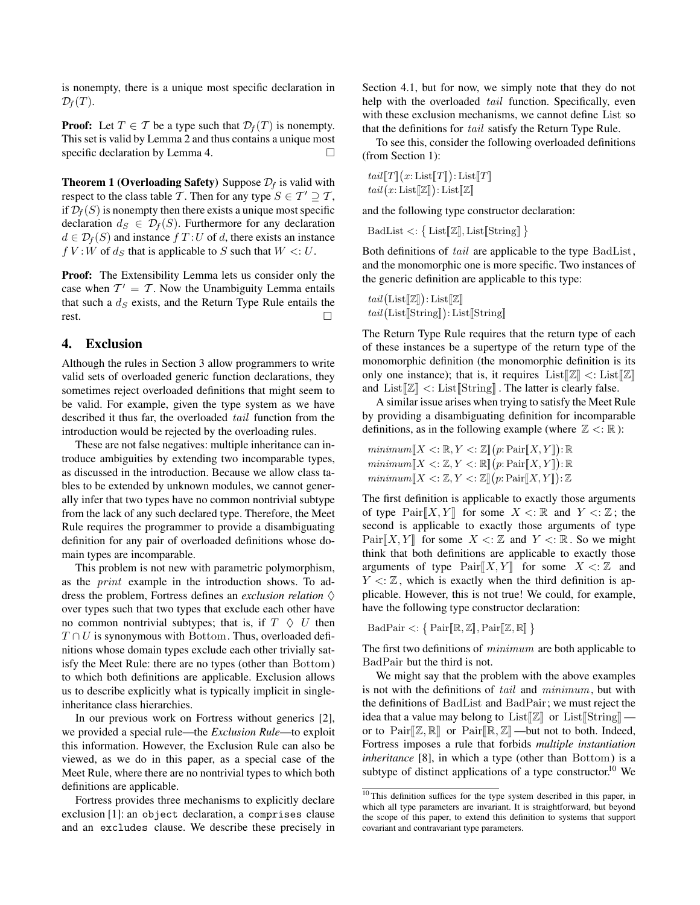is nonempty, there is a unique most specific declaration in $\mathcal{D}_f(T)$.

**Proof:** Let $T \in \mathcal{T}$ be a type such that $\mathcal{D}_f(T)$ is nonempty. This set is valid by Lemma 2 and thus contains a unique most specific declaration by Lemma 4. $\square$

**Theorem 1 (Overloading Safety)** Suppose $\mathcal{D}_f$ is valid with respect to the class table $\mathcal{T}$. Then for any type $S \in \mathcal{T}' \supseteq \mathcal{T}$, if $\mathcal{D}_f(S)$ is nonempty then there exists a unique most specific declaration $d_S \in \mathcal{D}_f(S)$. Furthermore for any declaration $d \in \mathcal{D}_f(S)$ and instance $f\,T\!:\!U$ of $d$, there exists an instance $f\,V\!:\!W$ of $d_S$ that is applicable to $S$ such that $W <: U$.

**Proof:** The Extensibility Lemma lets us consider only the case when $\mathcal{T}' = \mathcal{T}$. Now the Unambiguity Lemma entails that such a $d_S$ exists, and the Return Type Rule entails the rest. $\square$

## 4. Exclusion

Although the rules in Section 3 allow programmers to write valid sets of overloaded generic function declarations, they sometimes reject overloaded definitions that might seem to be valid. For example, given the type system as we have described it thus far, the overloaded *tail* function from the introduction would be rejected by the overloading rules.

These are not false negatives: multiple inheritance can introduce ambiguities by extending two incomparable types, as discussed in the introduction. Because we allow class tables to be extended by unknown modules, we cannot generally infer that two types have no common nontrivial subtype from the lack of any such declared type. Therefore, the Meet Rule requires the programmer to provide a disambiguating definition for any pair of overloaded definitions whose domain types are incomparable.

This problem is not new with parametric polymorphism, as the *print* example in the introduction shows. To address the problem, Fortress defines an *exclusion relation* $\Diamond$ over types such that two types that exclude each other have no common nontrivial subtypes; that is, if $T \;\Diamond\; U$ then $T \cap U$ is synonymous with $\mathrm{Bottom}$. Thus, overloaded definitions whose domain types exclude each other trivially satisfy the Meet Rule: there are no types (other than $\mathrm{Bottom}$) to which both definitions are applicable. Exclusion allows us to describe explicitly what is typically implicit in single-inheritance class hierarchies.

In our previous work on Fortress without generics [2], we provided a special rule—the *Exclusion Rule*—to exploit this information. However, the Exclusion Rule can also be viewed, as we do in this paper, as a special case of the Meet Rule, where there are no nontrivial types to which both definitions are applicable.

Fortress provides three mechanisms to explicitly declare exclusion [1]: an `object` declaration, a `comprises` clause and an `excludes` clause. We describe these precisely in Section 4.1, but for now, we simply note that they do not help with the overloaded *tail* function. Specifically, even with these exclusion mechanisms, we cannot define $\mathrm{List}$ so that the definitions for *tail* satisfy the Return Type Rule.

To see this, consider the following overloaded definitions (from Section 1):

$$tail[\![T]\!](x\!:\mathrm{List}[\![T]\!])\!:\mathrm{List}[\![T]\!]$$
$$tail(x\!:\mathrm{List}[\![\mathbb{Z}]\!])\!:\mathrm{List}[\![\mathbb{Z}]\!]$$

and the following type constructor declaration:

$$\mathrm{BadList} <: \{\, \mathrm{List}[\![\mathbb{Z}]\!], \mathrm{List}[\![\mathrm{String}]\!] \,\}$$

Both definitions of *tail* are applicable to the type $\mathrm{BadList}$, and the monomorphic one is more specific. Two instances of the generic definition are applicable to this type:

$$tail(\mathrm{List}[\![\mathbb{Z}]\!])\!:\mathrm{List}[\![\mathbb{Z}]\!]$$
$$tail(\mathrm{List}[\![\mathrm{String}]\!])\!:\mathrm{List}[\![\mathrm{String}]\!]$$

The Return Type Rule requires that the return type of each of these instances be a supertype of the return type of the monomorphic definition (the monomorphic definition is its only one instance); that is, it requires $\mathrm{List}[\![\mathbb{Z}]\!] <: \mathrm{List}[\![\mathbb{Z}]\!]$ and $\mathrm{List}[\![\mathbb{Z}]\!] <: \mathrm{List}[\![\mathrm{String}]\!]$. The latter is clearly false.

A similar issue arises when trying to satisfy the Meet Rule by providing a disambiguating definition for incomparable definitions, as in the following example (where $\mathbb{Z} <: \mathbb{R}$):

$$minimum[\![X <: \mathbb{R}, Y <: \mathbb{Z}]\!](p\!:\mathrm{Pair}[\![X,Y]\!])\!:\mathbb{R}$$
$$minimum[\![X <: \mathbb{Z}, Y <: \mathbb{R}]\!](p\!:\mathrm{Pair}[\![X,Y]\!])\!:\mathbb{R}$$
$$minimum[\![X <: \mathbb{Z}, Y <: \mathbb{Z}]\!](p\!:\mathrm{Pair}[\![X,Y]\!])\!:\mathbb{Z}$$

The first definition is applicable to exactly those arguments of type $\mathrm{Pair}[\![X,Y]\!]$ for some $X <: \mathbb{R}$ and $Y <: \mathbb{Z}$; the second is applicable to exactly those arguments of type $\mathrm{Pair}[\![X,Y]\!]$ for some $X <: \mathbb{Z}$ and $Y <: \mathbb{R}$. So we might think that both definitions are applicable to exactly those arguments of type $\mathrm{Pair}[\![X,Y]\!]$ for some $X <: \mathbb{Z}$ and $Y <: \mathbb{Z}$, which is exactly when the third definition is applicable. However, this is not true! We could, for example, have the following type constructor declaration:

$$\mathrm{BadPair} <: \{\, \mathrm{Pair}[\![\mathbb{R},\mathbb{Z}]\!], \mathrm{Pair}[\![\mathbb{Z},\mathbb{R}]\!] \,\}$$

The first two definitions of *minimum* are both applicable to $\mathrm{BadPair}$ but the third is not.

We might say that the problem with the above examples is not with the definitions of *tail* and *minimum*, but with the definitions of $\mathrm{BadList}$ and $\mathrm{BadPair}$; we must reject the idea that a value may belong to $\mathrm{List}[\![\mathbb{Z}]\!]$ or $\mathrm{List}[\![\mathrm{String}]\!]$ — or to $\mathrm{Pair}[\![\mathbb{Z},\mathbb{R}]\!]$ or $\mathrm{Pair}[\![\mathbb{R},\mathbb{Z}]\!]$ —but not to both. Indeed, Fortress imposes a rule that forbids *multiple instantiation inheritance* [8], in which a type (other than $\mathrm{Bottom}$) is a subtype of distinct applications of a type constructor.[10] We

[10] This definition suffices for the type system described in this paper, in which all type parameters are invariant. It is straightforward, but beyond the scope of this paper, to extend this definition to systems that support covariant and contravariant type parameters.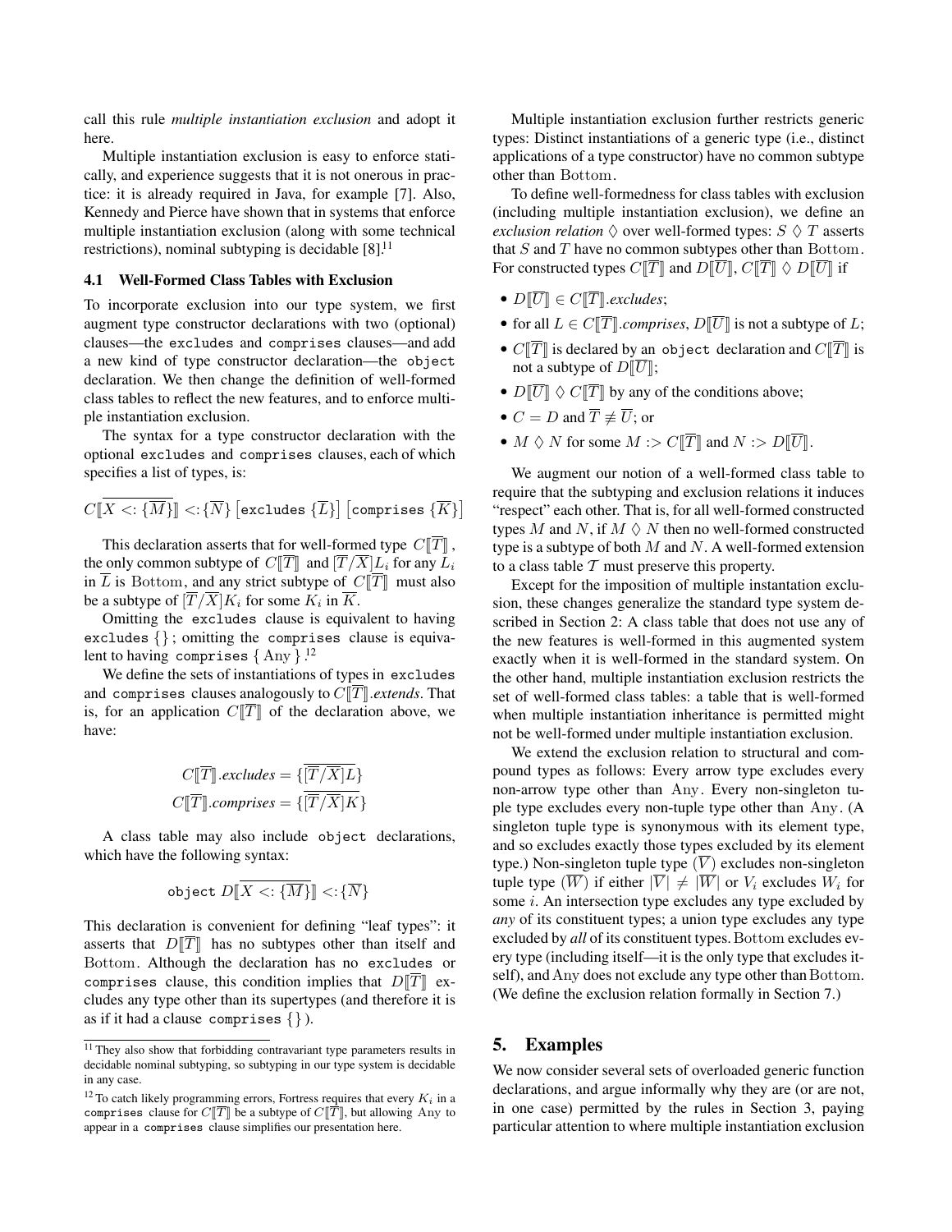call this rule *multiple instantiation exclusion* and adopt it here.

Multiple instantiation exclusion is easy to enforce statically, and experience suggests that it is not onerous in practice: it is already required in Java, for example [7]. Also, Kennedy and Pierce have shown that in systems that enforce multiple instantiation exclusion (along with some technical restrictions), nominal subtyping is decidable [8].[11]

### 4.1 Well-Formed Class Tables with Exclusion

To incorporate exclusion into our type system, we first augment type constructor declarations with two (optional) clauses—the `excludes` and `comprises` clauses—and add a new kind of type constructor declaration—the `object` declaration. We then change the definition of well-formed class tables to reflect the new features, and to enforce multiple instantiation exclusion.

The syntax for a type constructor declaration with the optional `excludes` and `comprises` clauses, each of which specifies a list of types, is:

$$C[\![\overline{X <: \{\overline{M}\}}]\!] <: \{\overline{N}\} \left[\texttt{excludes } \{\overline{L}\}\right] \left[\texttt{comprises } \{\overline{K}\}\right]$$

This declaration asserts that for well-formed type $C[\![\overline{T}]\!]$, the only common subtype of $C[\![\overline{T}]\!]$ and $[\overline{T}/\overline{X}]L_i$ for any $L_i$ in $\overline{L}$ is $\mathrm{Bottom}$, and any strict subtype of $C[\![\overline{T}]\!]$ must also be a subtype of $[\overline{T}/\overline{X}]K_i$ for some $K_i$ in $\overline{K}$.

Omitting the `excludes` clause is equivalent to having `excludes` $\{\}$; omitting the `comprises` clause is equivalent to having `comprises` $\{\mathrm{Any}\}$.[12]

We define the sets of instantiations of types in `excludes` and `comprises` clauses analogously to $C[\![\overline{T}]\!]$.*extends*. That is, for an application $C[\![\overline{T}]\!]$ of the declaration above, we have:

$$C[\![\overline{T}]\!].\textit{excludes} = \{\overline{[\overline{T}/\overline{X}]L}\}$$
$$C[\![\overline{T}]\!].\textit{comprises} = \{\overline{[\overline{T}/\overline{X}]K}\}$$

A class table may also include `object` declarations, which have the following syntax:

$$\texttt{object } D[\![\overline{X <: \{\overline{M}\}}]\!] <: \{\overline{N}\}$$

This declaration is convenient for defining "leaf types": it asserts that $D[\![\overline{T}]\!]$ has no subtypes other than itself and $\mathrm{Bottom}$. Although the declaration has no `excludes` or `comprises` clause, this condition implies that $D[\![\overline{T}]\!]$ excludes any type other than its supertypes (and therefore it is as if it had a clause `comprises` $\{\}$).

Multiple instantiation exclusion further restricts generic types: Distinct instantiations of a generic type (i.e., distinct applications of a type constructor) have no common subtype other than $\mathrm{Bottom}$.

To define well-formedness for class tables with exclusion (including multiple instantiation exclusion), we define an *exclusion relation* $\diamond$ over well-formed types: $S \diamond T$ asserts that $S$ and $T$ have no common subtypes other than $\mathrm{Bottom}$. For constructed types $C[\![\overline{T}]\!]$ and $D[\![\overline{U}]\!]$, $C[\![\overline{T}]\!] \diamond D[\![\overline{U}]\!]$ if

- $D[\![\overline{U}]\!] \in C[\![\overline{T}]\!]$.*excludes*;
- for all $L \in C[\![\overline{T}]\!]$.*comprises*, $D[\![\overline{U}]\!]$ is not a subtype of $L$;
- $C[\![\overline{T}]\!]$ is declared by an `object` declaration and $C[\![\overline{T}]\!]$ is not a subtype of $D[\![\overline{U}]\!]$;
- $D[\![\overline{U}]\!] \diamond C[\![\overline{T}]\!]$ by any of the conditions above;
- $C = D$ and $\overline{T} \not\equiv \overline{U}$; or
- $M \diamond N$ for some $M :> C[\![\overline{T}]\!]$ and $N :> D[\![\overline{U}]\!]$.

We augment our notion of a well-formed class table to require that the subtyping and exclusion relations it induces "respect" each other. That is, for all well-formed constructed types $M$ and $N$, if $M \diamond N$ then no well-formed constructed type is a subtype of both $M$ and $N$. A well-formed extension to a class table $\mathcal{T}$ must preserve this property.

Except for the imposition of multiple instantation exclusion, these changes generalize the standard type system described in Section 2: A class table that does not use any of the new features is well-formed in this augmented system exactly when it is well-formed in the standard system. On the other hand, multiple instantiation exclusion restricts the set of well-formed class tables: a table that is well-formed when multiple instantiation inheritance is permitted might not be well-formed under multiple instantiation exclusion.

We extend the exclusion relation to structural and compound types as follows: Every arrow type excludes every non-arrow type other than $\mathrm{Any}$. Every non-singleton tuple type excludes every non-tuple type other than $\mathrm{Any}$. (A singleton tuple type is synonymous with its element type, and so excludes exactly those types excluded by its element type.) Non-singleton tuple type $(\overline{V})$ excludes non-singleton tuple type $(\overline{W})$ if either $|\overline{V}| \neq |\overline{W}|$ or $V_i$ excludes $W_i$ for some $i$. An intersection type excludes any type excluded by *any* of its constituent types; a union type excludes any type excluded by *all* of its constituent types. $\mathrm{Bottom}$ excludes every type (including itself—it is the only type that excludes itself), and $\mathrm{Any}$ does not exclude any type other than $\mathrm{Bottom}$. (We define the exclusion relation formally in Section 7.)

## 5. Examples

We now consider several sets of overloaded generic function declarations, and argue informally why they are (or are not, in one case) permitted by the rules in Section 3, paying particular attention to where multiple instantiation exclusion

[11] They also show that forbidding contravariant type parameters results in decidable nominal subtyping, so subtyping in our type system is decidable in any case.

[12] To catch likely programming errors, Fortress requires that every $K_i$ in a `comprises` clause for $C[\![\overline{T}]\!]$ be a subtype of $C[\![\overline{T}]\!]$, but allowing $\mathrm{Any}$ to appear in a `comprises` clause simplifies our presentation here.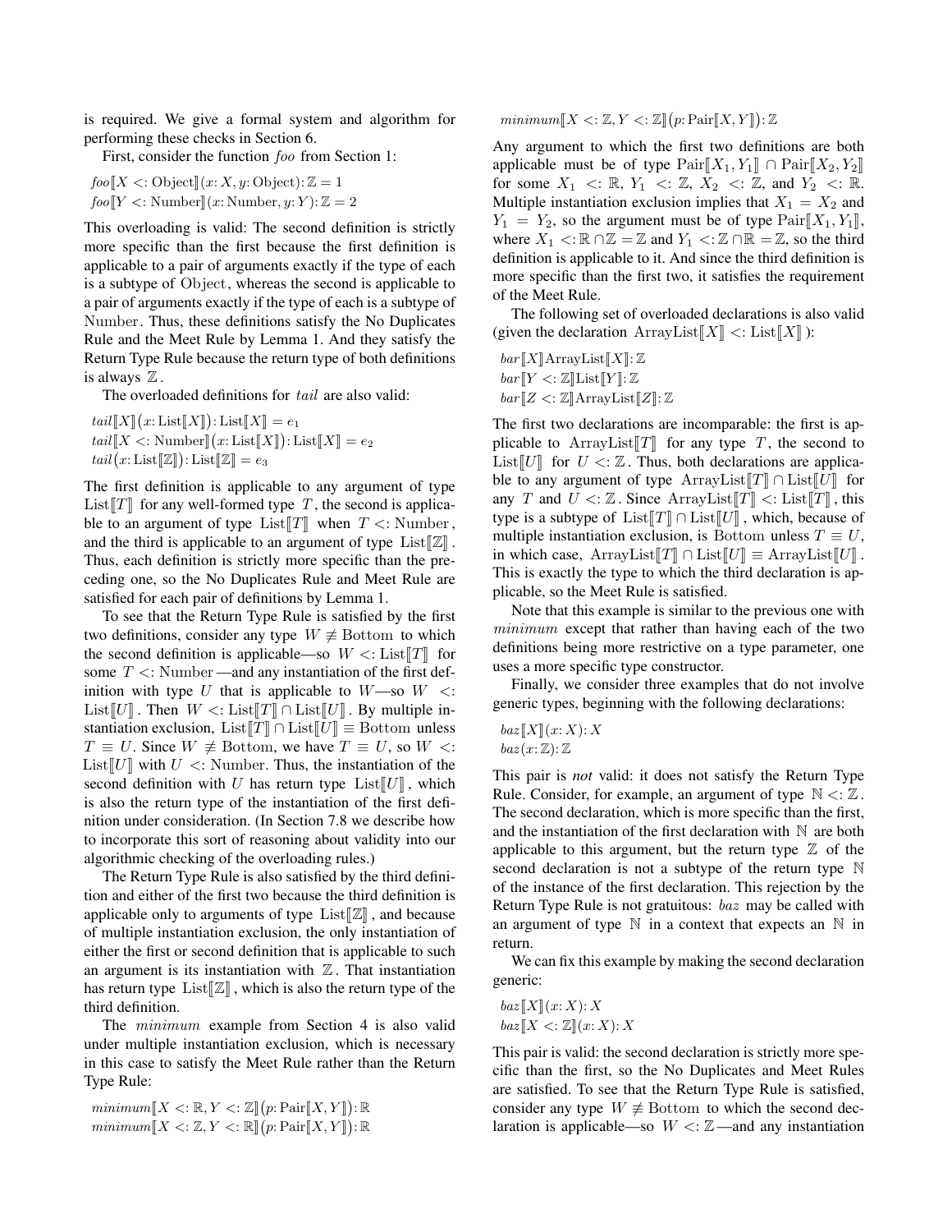is required. We give a formal system and algorithm for performing these checks in Section 6.

First, consider the function *foo* from Section 1:

$foo[\![X <: \text{Object}]\!](x\colon X, y\colon \text{Object})\colon \mathbb{Z} = 1$
$foo[\![Y <: \text{Number}]\!](x\colon \text{Number}, y\colon Y)\colon \mathbb{Z} = 2$

This overloading is valid: The second definition is strictly more specific than the first because the first definition is applicable to a pair of arguments exactly if the type of each is a subtype of Object, whereas the second is applicable to a pair of arguments exactly if the type of each is a subtype of Number. Thus, these definitions satisfy the No Duplicates Rule and the Meet Rule by Lemma 1. And they satisfy the Return Type Rule because the return type of both definitions is always $\mathbb{Z}$.

The overloaded definitions for *tail* are also valid:

$tail[\![X]\!]\big(x\colon \text{List}[\![X]\!]\big)\colon \text{List}[\![X]\!] = e_1$
$tail[\![X <: \text{Number}]\!]\big(x\colon \text{List}[\![X]\!]\big)\colon \text{List}[\![X]\!] = e_2$
$tail\big(x\colon \text{List}[\![\mathbb{Z}]\!]\big)\colon \text{List}[\![\mathbb{Z}]\!] = e_3$

The first definition is applicable to any argument of type $\text{List}[\![T]\!]$ for any well-formed type $T$, the second is applicable to an argument of type $\text{List}[\![T]\!]$ when $T <: \text{Number}$, and the third is applicable to an argument of type $\text{List}[\![\mathbb{Z}]\!]$. Thus, each definition is strictly more specific than the preceding one, so the No Duplicates Rule and Meet Rule are satisfied for each pair of definitions by Lemma 1.

To see that the Return Type Rule is satisfied by the first two definitions, consider any type $W \not\equiv \text{Bottom}$ to which the second definition is applicable—so $W <: \text{List}[\![T]\!]$ for some $T <: \text{Number}$—and any instantiation of the first definition with type $U$ that is applicable to $W$—so $W <: \text{List}[\![U]\!]$. Then $W <: \text{List}[\![T]\!] \cap \text{List}[\![U]\!]$. By multiple instantiation exclusion, $\text{List}[\![T]\!] \cap \text{List}[\![U]\!] \equiv \text{Bottom}$ unless $T \equiv U$. Since $W \not\equiv \text{Bottom}$, we have $T \equiv U$, so $W <: \text{List}[\![U]\!]$ with $U <: \text{Number}$. Thus, the instantiation of the second definition with $U$ has return type $\text{List}[\![U]\!]$, which is also the return type of the instantiation of the first definition under consideration. (In Section 7.8 we describe how to incorporate this sort of reasoning about validity into our algorithmic checking of the overloading rules.)

The Return Type Rule is also satisfied by the third definition and either of the first two because the third definition is applicable only to arguments of type $\text{List}[\![\mathbb{Z}]\!]$, and because of multiple instantiation exclusion, the only instantiation of either the first or second definition that is applicable to such an argument is its instantiation with $\mathbb{Z}$. That instantiation has return type $\text{List}[\![\mathbb{Z}]\!]$, which is also the return type of the third definition.

The *minimum* example from Section 4 is also valid under multiple instantiation exclusion, which is necessary in this case to satisfy the Meet Rule rather than the Return Type Rule:

$minimum[\![X <: \mathbb{R}, Y <: \mathbb{Z}]\!]\big(p\colon \text{Pair}[\![X, Y]\!]\big)\colon \mathbb{R}$
$minimum[\![X <: \mathbb{Z}, Y <: \mathbb{R}]\!]\big(p\colon \text{Pair}[\![X, Y]\!]\big)\colon \mathbb{R}$
$minimum[\![X <: \mathbb{Z}, Y <: \mathbb{Z}]\!]\big(p\colon \text{Pair}[\![X, Y]\!]\big)\colon \mathbb{Z}$

Any argument to which the first two definitions are both applicable must be of type $\text{Pair}[\![X_1, Y_1]\!] \cap \text{Pair}[\![X_2, Y_2]\!]$ for some $X_1 <: \mathbb{R}$, $Y_1 <: \mathbb{Z}$, $X_2 <: \mathbb{Z}$, and $Y_2 <: \mathbb{R}$. Multiple instantiation exclusion implies that $X_1 = X_2$ and $Y_1 = Y_2$, so the argument must be of type $\text{Pair}[\![X_1, Y_1]\!]$, where $X_1 <: \mathbb{R} \cap \mathbb{Z} = \mathbb{Z}$ and $Y_1 <: \mathbb{Z} \cap \mathbb{R} = \mathbb{Z}$, so the third definition is applicable to it. And since the third definition is more specific than the first two, it satisfies the requirement of the Meet Rule.

The following set of overloaded declarations is also valid (given the declaration $\text{ArrayList}[\![X]\!] <: \text{List}[\![X]\!]$):

$bar[\![X]\!]\text{ArrayList}[\![X]\!]\colon \mathbb{Z}$
$bar[\![Y <: \mathbb{Z}]\!]\text{List}[\![Y]\!]\colon \mathbb{Z}$
$bar[\![Z <: \mathbb{Z}]\!]\text{ArrayList}[\![Z]\!]\colon \mathbb{Z}$

The first two declarations are incomparable: the first is applicable to $\text{ArrayList}[\![T]\!]$ for any type $T$, the second to $\text{List}[\![U]\!]$ for $U <: \mathbb{Z}$. Thus, both declarations are applicable to any argument of type $\text{ArrayList}[\![T]\!] \cap \text{List}[\![U]\!]$ for any $T$ and $U <: \mathbb{Z}$. Since $\text{ArrayList}[\![T]\!] <: \text{List}[\![T]\!]$, this type is a subtype of $\text{List}[\![T]\!] \cap \text{List}[\![U]\!]$, which, because of multiple instantiation exclusion, is Bottom unless $T \equiv U$, in which case, $\text{ArrayList}[\![T]\!] \cap \text{List}[\![U]\!] \equiv \text{ArrayList}[\![U]\!]$. This is exactly the type to which the third declaration is applicable, so the Meet Rule is satisfied.

Note that this example is similar to the previous one with *minimum* except that rather than having each of the two definitions being more restrictive on a type parameter, one uses a more specific type constructor.

Finally, we consider three examples that do not involve generic types, beginning with the following declarations:

$baz[\![X]\!](x\colon X)\colon X$
$baz(x\colon \mathbb{Z})\colon \mathbb{Z}$

This pair is *not* valid: it does not satisfy the Return Type Rule. Consider, for example, an argument of type $\mathbb{N} <: \mathbb{Z}$. The second declaration, which is more specific than the first, and the instantiation of the first declaration with $\mathbb{N}$ are both applicable to this argument, but the return type $\mathbb{Z}$ of the second declaration is not a subtype of the return type $\mathbb{N}$ of the instance of the first declaration. This rejection by the Return Type Rule is not gratuitous: *baz* may be called with an argument of type $\mathbb{N}$ in a context that expects an $\mathbb{N}$ in return.

We can fix this example by making the second declaration generic:

$baz[\![X]\!](x\colon X)\colon X$
$baz[\![X <: \mathbb{Z}]\!](x\colon X)\colon X$

This pair is valid: the second declaration is strictly more specific than the first, so the No Duplicates and Meet Rules are satisfied. To see that the Return Type Rule is satisfied, consider any type $W \not\equiv \text{Bottom}$ to which the second declaration is applicable—so $W <: \mathbb{Z}$—and any instantiation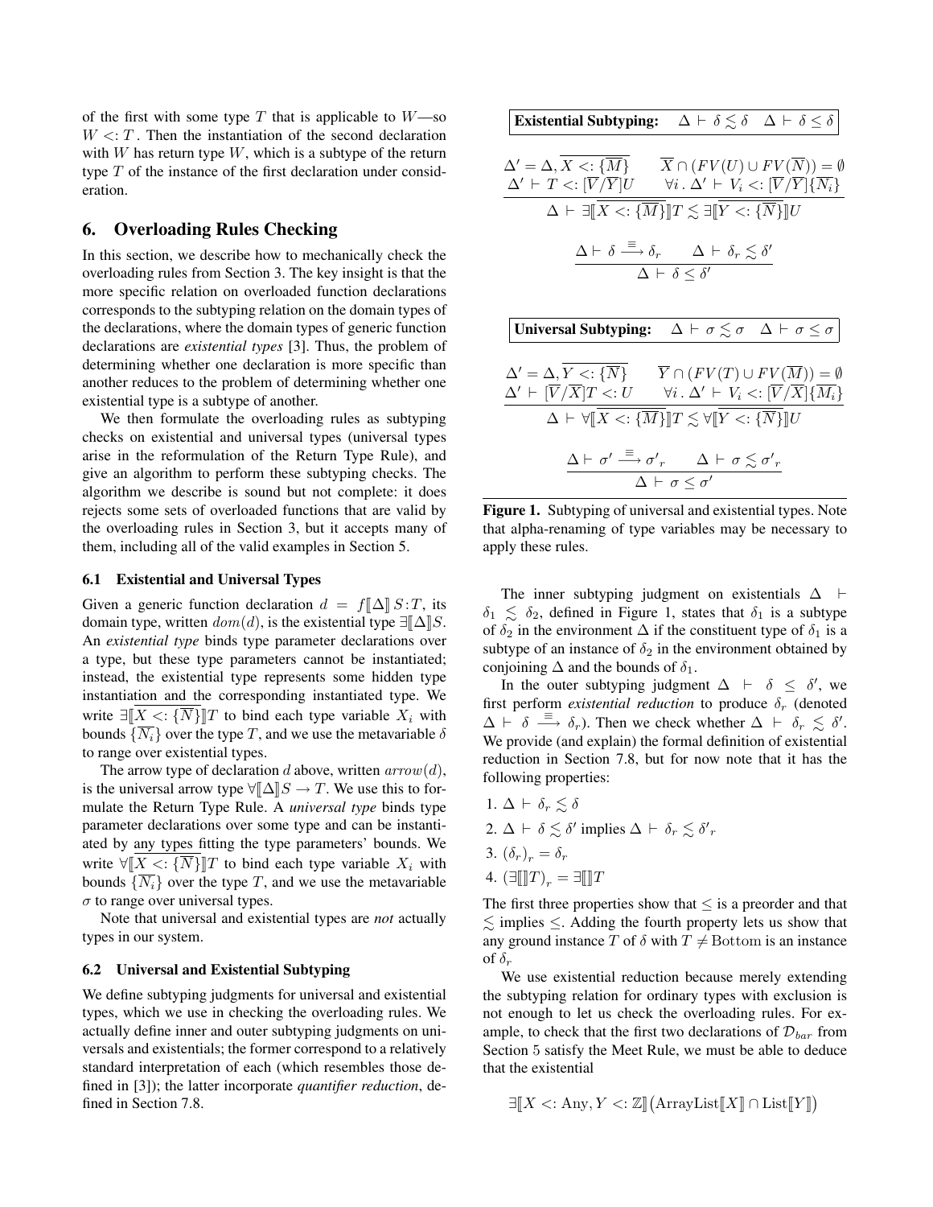of the first with some type $T$ that is applicable to $W$—so $W <: T$. Then the instantiation of the second declaration with $W$ has return type $W$, which is a subtype of the return type $T$ of the instance of the first declaration under consideration.

## 6. Overloading Rules Checking

In this section, we describe how to mechanically check the overloading rules from Section 3. The key insight is that the more specific relation on overloaded function declarations corresponds to the subtyping relation on the domain types of the declarations, where the domain types of generic function declarations are *existential types* [3]. Thus, the problem of determining whether one declaration is more specific than another reduces to the problem of determining whether one existential type is a subtype of another.

We then formulate the overloading rules as subtyping checks on existential and universal types (universal types arise in the reformulation of the Return Type Rule), and give an algorithm to perform these subtyping checks. The algorithm we describe is sound but not complete: it does rejects some sets of overloaded functions that are valid by the overloading rules in Section 3, but it accepts many of them, including all of the valid examples in Section 5.

### 6.1 Existential and Universal Types

Given a generic function declaration $d = f[\![\Delta]\!]\, S{:}T$, its domain type, written $dom(d)$, is the existential type $\exists[\![\Delta]\!]S$. An *existential type* binds type parameter declarations over a type, but these type parameters cannot be instantiated; instead, the existential type represents some hidden type instantiation and the corresponding instantiated type. We write $\exists[\![\overline{X <: \{\overline{N}\}}]\!]T$ to bind each type variable $X_i$ with bounds $\{\overline{N_i}\}$ over the type $T$, and we use the metavariable $\delta$ to range over existential types.

The arrow type of declaration $d$ above, written $arrow(d)$, is the universal arrow type $\forall[\![\Delta]\!]S \rightarrow T$. We use this to formulate the Return Type Rule. A *universal type* binds type parameter declarations over some type and can be instantiated by any types fitting the type parameters' bounds. We write $\forall[\![\overline{X <: \{\overline{N}\}}]\!]T$ to bind each type variable $X_i$ with bounds $\{\overline{N_i}\}$ over the type $T$, and we use the metavariable $\sigma$ to range over universal types.

Note that universal and existential types are *not* actually types in our system.

### 6.2 Universal and Existential Subtyping

We define subtyping judgments for universal and existential types, which we use in checking the overloading rules. We actually define inner and outer subtyping judgments on universals and existentials; the former correspond to a relatively standard interpretation of each (which resembles those defined in [3]); the latter incorporate *quantifier reduction*, defined in Section 7.8.

**Existential Subtyping:** $\quad \Delta \vdash \delta \lesssim \delta \quad \Delta \vdash \delta \leq \delta$

$$\frac{\begin{array}{ll}\Delta' = \Delta, \overline{X <: \{\overline{M}\}} & \overline{X} \cap (FV(U) \cup FV(\overline{N})) = \emptyset \\ \Delta' \vdash T <: [\overline{V}/\overline{Y}]U & \forall i \,.\, \Delta' \vdash V_i <: [\overline{V}/\overline{Y}]\{\overline{N_i}\}\end{array}}{\Delta \vdash \exists[\![\overline{X <: \{\overline{M}\}}]\!]T \lesssim \exists[\![\overline{Y <: \{\overline{N}\}}]\!]U}$$

$$\frac{\Delta \vdash \delta \xrightarrow{\equiv} \delta_r \qquad \Delta \vdash \delta_r \lesssim \delta'}{\Delta \vdash \delta \leq \delta'}$$

**Universal Subtyping:** $\quad \Delta \vdash \sigma \lesssim \sigma \quad \Delta \vdash \sigma \leq \sigma$

$$\frac{\begin{array}{ll}\Delta' = \Delta, \overline{Y <: \{\overline{N}\}} & \overline{Y} \cap (FV(T) \cup FV(\overline{M})) = \emptyset \\ \Delta' \vdash [\overline{V}/\overline{X}]T <: U & \forall i \,.\, \Delta' \vdash V_i <: [\overline{V}/\overline{X}]\{\overline{M_i}\}\end{array}}{\Delta \vdash \forall[\![\overline{X <: \{\overline{M}\}}]\!]T \lesssim \forall[\![\overline{Y <: \{\overline{N}\}}]\!]U}$$

$$\frac{\Delta \vdash \sigma' \xrightarrow{\equiv} \sigma'_r \qquad \Delta \vdash \sigma \lesssim \sigma'_r}{\Delta \vdash \sigma \leq \sigma'}$$

**Figure 1.** Subtyping of universal and existential types. Note that alpha-renaming of type variables may be necessary to apply these rules.

The inner subtyping judgment on existentials $\Delta \vdash \delta_1 \lesssim \delta_2$, defined in Figure 1, states that $\delta_1$ is a subtype of $\delta_2$ in the environment $\Delta$ if the constituent type of $\delta_1$ is a subtype of an instance of $\delta_2$ in the environment obtained by conjoining $\Delta$ and the bounds of $\delta_1$.

In the outer subtyping judgment $\Delta \vdash \delta \leq \delta'$, we first perform *existential reduction* to produce $\delta_r$ (denoted $\Delta \vdash \delta \xrightarrow{\equiv} \delta_r$). Then we check whether $\Delta \vdash \delta_r \lesssim \delta'$. We provide (and explain) the formal definition of existential reduction in Section 7.8, but for now note that it has the following properties:

1. $\Delta \vdash \delta_r \lesssim \delta$
2. $\Delta \vdash \delta \lesssim \delta'$ implies $\Delta \vdash \delta_r \lesssim \delta'_r$
3. $(\delta_r)_r = \delta_r$
4. $(\exists[\![]\!]T)_r = \exists[\![]\!]T$

The first three properties show that $\leq$ is a preorder and that $\lesssim$ implies $\leq$. Adding the fourth property lets us show that any ground instance $T$ of $\delta$ with $T \neq \text{Bottom}$ is an instance of $\delta_r$

We use existential reduction because merely extending the subtyping relation for ordinary types with exclusion is not enough to let us check the overloading rules. For example, to check that the first two declarations of $\mathcal{D}_{bar}$ from Section 5 satisfy the Meet Rule, we must be able to deduce that the existential

$$\exists[\![X <: \text{Any}, Y <: \mathbb{Z}]\!]\big(\text{ArrayList}[\![X]\!] \cap \text{List}[\![Y]\!]\big)$$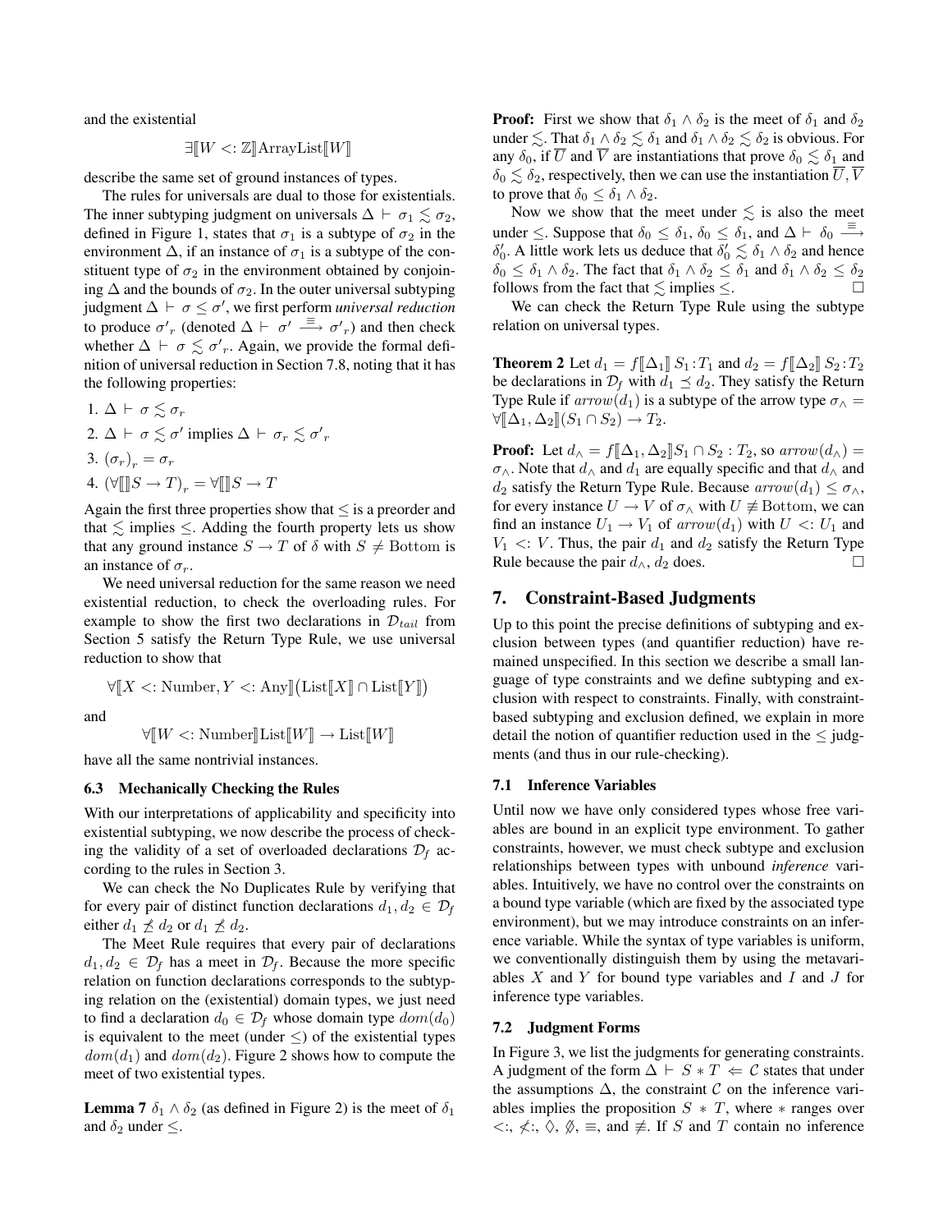and the existential

$$\exists[\![W <: \mathbb{Z}]\!]\text{ArrayList}[\![W]\!]$$

describe the same set of ground instances of types.

The rules for universals are dual to those for existentials. The inner subtyping judgment on universals $\Delta \vdash \sigma_1 \lesssim \sigma_2$, defined in Figure 1, states that $\sigma_1$ is a subtype of $\sigma_2$ in the environment $\Delta$, if an instance of $\sigma_1$ is a subtype of the constituent type of $\sigma_2$ in the environment obtained by conjoining $\Delta$ and the bounds of $\sigma_2$. In the outer universal subtyping judgment $\Delta \vdash \sigma \leq \sigma'$, we first perform *universal reduction* to produce $\sigma'_r$ (denoted $\Delta \vdash \sigma' \xrightarrow{\equiv} \sigma'_r$) and then check whether $\Delta \vdash \sigma \lesssim \sigma'_r$. Again, we provide the formal definition of universal reduction in Section 7.8, noting that it has the following properties:

1. $\Delta \vdash \sigma \lesssim \sigma_r$
2. $\Delta \vdash \sigma \lesssim \sigma'$ implies $\Delta \vdash \sigma_r \lesssim \sigma'_r$
3. $(\sigma_r)_r = \sigma_r$
4. $(\forall[\![]\!]S \to T)_r = \forall[\![]\!]S \to T$

Again the first three properties show that $\leq$ is a preorder and that $\lesssim$ implies $\leq$. Adding the fourth property lets us show that any ground instance $S \to T$ of $\delta$ with $S \neq \text{Bottom}$ is an instance of $\sigma_r$.

We need universal reduction for the same reason we need existential reduction, to check the overloading rules. For example to show the first two declarations in $\mathcal{D}_{tail}$ from Section 5 satisfy the Return Type Rule, we use universal reduction to show that

$$\forall[\![X <: \text{Number}, Y <: \text{Any}]\!]\big(\text{List}[\![X]\!] \cap \text{List}[\![Y]\!]\big)$$

and

$$\forall[\![W <: \text{Number}]\!]\text{List}[\![W]\!] \to \text{List}[\![W]\!]$$

have all the same nontrivial instances.

### 6.3 Mechanically Checking the Rules

With our interpretations of applicability and specificity into existential subtyping, we now describe the process of checking the validity of a set of overloaded declarations $\mathcal{D}_f$ according to the rules in Section 3.

We can check the No Duplicates Rule by verifying that for every pair of distinct function declarations $d_1, d_2 \in \mathcal{D}_f$ either $d_1 \not\preceq d_2$ or $d_1 \not\preceq d_2$.

The Meet Rule requires that every pair of declarations $d_1, d_2 \in \mathcal{D}_f$ has a meet in $\mathcal{D}_f$. Because the more specific relation on function declarations corresponds to the subtyping relation on the (existential) domain types, we just need to find a declaration $d_0 \in \mathcal{D}_f$ whose domain type $dom(d_0)$ is equivalent to the meet (under $\leq$) of the existential types $dom(d_1)$ and $dom(d_2)$. Figure 2 shows how to compute the meet of two existential types.

**Lemma 7** $\delta_1 \wedge \delta_2$ (as defined in Figure 2) is the meet of $\delta_1$ and $\delta_2$ under $\leq$.

**Proof:** First we show that $\delta_1 \wedge \delta_2$ is the meet of $\delta_1$ and $\delta_2$ under $\lesssim$. That $\delta_1 \wedge \delta_2 \lesssim \delta_1$ and $\delta_1 \wedge \delta_2 \lesssim \delta_2$ is obvious. For any $\delta_0$, if $\overline{U}$ and $\overline{V}$ are instantiations that prove $\delta_0 \lesssim \delta_1$ and $\delta_0 \lesssim \delta_2$, respectively, then we can use the instantiation $\overline{U}, \overline{V}$ to prove that $\delta_0 \leq \delta_1 \wedge \delta_2$.

Now we show that the meet under $\lesssim$ is also the meet under $\leq$. Suppose that $\delta_0 \leq \delta_1$, $\delta_0 \leq \delta_1$, and $\Delta \vdash \delta_0 \xrightarrow{\equiv} \delta'_0$. A little work lets us deduce that $\delta'_0 \lesssim \delta_1 \wedge \delta_2$ and hence $\delta_0 \leq \delta_1 \wedge \delta_2$. The fact that $\delta_1 \wedge \delta_2 \leq \delta_1$ and $\delta_1 \wedge \delta_2 \leq \delta_2$ follows from the fact that $\lesssim$ implies $\leq$. □

We can check the Return Type Rule using the subtype relation on universal types.

**Theorem 2** Let $d_1 = f[\![\Delta_1]\!]\, S_1 \!:\! T_1$ and $d_2 = f[\![\Delta_2]\!]\, S_2 \!:\! T_2$ be declarations in $\mathcal{D}_f$ with $d_1 \preceq d_2$. They satisfy the Return Type Rule if $arrow(d_1)$ is a subtype of the arrow type $\sigma_\wedge = \forall[\![\Delta_1, \Delta_2]\!](S_1 \cap S_2) \to T_2$.

**Proof:** Let $d_\wedge = f[\![\Delta_1, \Delta_2]\!]S_1 \cap S_2 : T_2$, so $arrow(d_\wedge) = \sigma_\wedge$. Note that $d_\wedge$ and $d_1$ are equally specific and that $d_\wedge$ and $d_2$ satisfy the Return Type Rule. Because $arrow(d_1) \leq \sigma_\wedge$, for every instance $U \to V$ of $\sigma_\wedge$ with $U \not\equiv \text{Bottom}$, we can find an instance $U_1 \to V_1$ of $arrow(d_1)$ with $U <: U_1$ and $V_1 <: V$. Thus, the pair $d_1$ and $d_2$ satisfy the Return Type Rule because the pair $d_\wedge$, $d_2$ does. □

## 7. Constraint-Based Judgments

Up to this point the precise definitions of subtyping and exclusion between types (and quantifier reduction) have remained unspecified. In this section we describe a small language of type constraints and we define subtyping and exclusion with respect to constraints. Finally, with constraint-based subtyping and exclusion defined, we explain in more detail the notion of quantifier reduction used in the $\leq$ judgments (and thus in our rule-checking).

### 7.1 Inference Variables

Until now we have only considered types whose free variables are bound in an explicit type environment. To gather constraints, however, we must check subtype and exclusion relationships between types with unbound *inference* variables. Intuitively, we have no control over the constraints on a bound type variable (which are fixed by the associated type environment), but we may introduce constraints on an inference variable. While the syntax of type variables is uniform, we conventionally distinguish them by using the metavariables $X$ and $Y$ for bound type variables and $I$ and $J$ for inference type variables.

### 7.2 Judgment Forms

In Figure 3, we list the judgments for generating constraints. A judgment of the form $\Delta \vdash S * T \Leftarrow \mathcal{C}$ states that under the assumptions $\Delta$, the constraint $\mathcal{C}$ on the inference variables implies the proposition $S * T$, where $*$ ranges over $<:$, $\not<:$, $\diamondsuit$, $\not\diamondsuit$, $\equiv$, and $\not\equiv$. If $S$ and $T$ contain no inference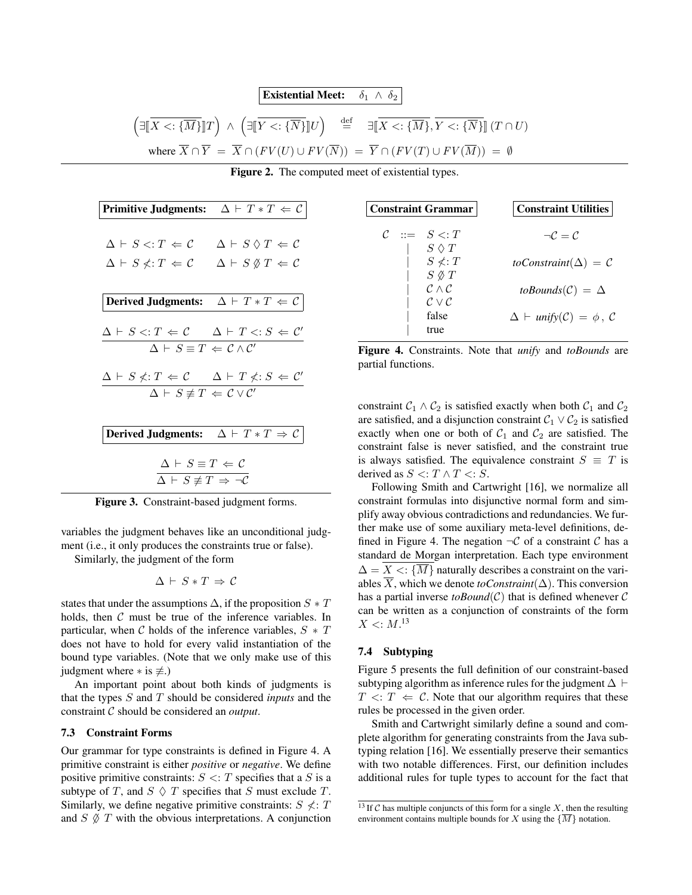**Existential Meet:** $\delta_1 \wedge \delta_2$

$$\left(\exists [\![ \overline{X <: \{\overline{M}\}} ]\!] T\right) \wedge \left(\exists [\![ \overline{Y <: \{\overline{N}\}} ]\!] U\right) \stackrel{\text{def}}{=} \exists [\![ \overline{X <: \{\overline{M}\}}, \overline{Y <: \{\overline{N}\}} ]\!] (T \cap U)$$

$$\text{where } \overline{X} \cap \overline{Y} = \overline{X} \cap (FV(U) \cup FV(\overline{N})) = \overline{Y} \cap (FV(T) \cup FV(\overline{M})) = \emptyset$$

**Figure 2.** The computed meet of existential types.

**Primitive Judgments:** $\Delta \vdash T * T \Leftarrow \mathcal{C}$

$$\Delta \vdash S <: T \Leftarrow \mathcal{C} \qquad \Delta \vdash S \diamond T \Leftarrow \mathcal{C}$$

$$\Delta \vdash S \not<: T \Leftarrow \mathcal{C} \qquad \Delta \vdash S \not\diamond T \Leftarrow \mathcal{C}$$

**Derived Judgments:** $\Delta \vdash T * T \Leftarrow \mathcal{C}$

$$\frac{\Delta \vdash S <: T \Leftarrow \mathcal{C} \qquad \Delta \vdash T <: S \Leftarrow \mathcal{C}'}{\Delta \vdash S \equiv T \Leftarrow \mathcal{C} \wedge \mathcal{C}'}$$

$$\frac{\Delta \vdash S \not<: T \Leftarrow \mathcal{C} \qquad \Delta \vdash T \not<: S \Leftarrow \mathcal{C}'}{\Delta \vdash S \not\equiv T \Leftarrow \mathcal{C} \vee \mathcal{C}'}$$

**Derived Judgments:** $\Delta \vdash T * T \Rightarrow \mathcal{C}$

$$\frac{\Delta \vdash S \equiv T \Leftarrow \mathcal{C}}{\Delta \vdash S \not\equiv T \Rightarrow \neg\mathcal{C}}$$

**Figure 3.** Constraint-based judgment forms.

**Constraint Grammar**

$$\begin{array}{lcl} \mathcal{C} & ::= & S <: T \\ & | & S \diamond T \\ & | & S \not<: T \\ & | & S \not\diamond T \\ & | & \mathcal{C} \wedge \mathcal{C} \\ & | & \mathcal{C} \vee \mathcal{C} \\ & | & \text{false} \\ & | & \text{true} \end{array}$$

**Constraint Utilities**

$$\neg\mathcal{C} = \mathcal{C}$$

$$\textit{toConstraint}(\Delta) = \mathcal{C}$$

$$\textit{toBounds}(\mathcal{C}) = \Delta$$

$$\Delta \vdash \textit{unify}(\mathcal{C}) = \phi\,,\ \mathcal{C}$$

**Figure 4.** Constraints. Note that *unify* and *toBounds* are partial functions.

variables the judgment behaves like an unconditional judgment (i.e., it only produces the constraints true or false).

Similarly, the judgment of the form

$$\Delta \vdash S * T \Rightarrow \mathcal{C}$$

states that under the assumptions $\Delta$, if the proposition $S * T$ holds, then $\mathcal{C}$ must be true of the inference variables. In particular, when $\mathcal{C}$ holds of the inference variables, $S * T$ does not have to hold for every valid instantiation of the bound type variables. (Note that we only make use of this judgment where $*$ is $\not\equiv$.)

An important point about both kinds of judgments is that the types $S$ and $T$ should be considered *inputs* and the constraint $\mathcal{C}$ should be considered an *output*.

### 7.3 Constraint Forms

Our grammar for type constraints is defined in Figure 4. A primitive constraint is either *positive* or *negative*. We define positive primitive constraints: $S <: T$ specifies that a $S$ is a subtype of $T$, and $S \diamond T$ specifies that $S$ must exclude $T$. Similarly, we define negative primitive constraints: $S \not<: T$ and $S \not\diamond T$ with the obvious interpretations. A conjunction constraint $\mathcal{C}_1 \wedge \mathcal{C}_2$ is satisfied exactly when both $\mathcal{C}_1$ and $\mathcal{C}_2$ are satisfied, and a disjunction constraint $\mathcal{C}_1 \vee \mathcal{C}_2$ is satisfied exactly when one or both of $\mathcal{C}_1$ and $\mathcal{C}_2$ are satisfied. The constraint false is never satisfied, and the constraint true is always satisfied. The equivalence constraint $S \equiv T$ is derived as $S <: T \wedge T <: S$.

Following Smith and Cartwright [16], we normalize all constraint formulas into disjunctive normal form and simplify away obvious contradictions and redundancies. We further make use of some auxiliary meta-level definitions, defined in Figure 4. The negation $\neg\mathcal{C}$ of a constraint $\mathcal{C}$ has a standard de Morgan interpretation. Each type environment $\Delta = \overline{X <: \{\overline{M}\}}$ naturally describes a constraint on the variables $\overline{X}$, which we denote *toConstraint*($\Delta$). This conversion has a partial inverse *toBound*($\mathcal{C}$) that is defined whenever $\mathcal{C}$ can be written as a conjunction of constraints of the form $X <: M$.[13]

### 7.4 Subtyping

Figure 5 presents the full definition of our constraint-based subtyping algorithm as inference rules for the judgment $\Delta \vdash T <: T \Leftarrow \mathcal{C}$. Note that our algorithm requires that these rules be processed in the given order.

Smith and Cartwright similarly define a sound and complete algorithm for generating constraints from the Java subtyping relation [16]. We essentially preserve their semantics with two notable differences. First, our definition includes additional rules for tuple types to account for the fact that

[13] If $\mathcal{C}$ has multiple conjuncts of this form for a single $X$, then the resulting environment contains multiple bounds for $X$ using the $\{\overline{M}\}$ notation.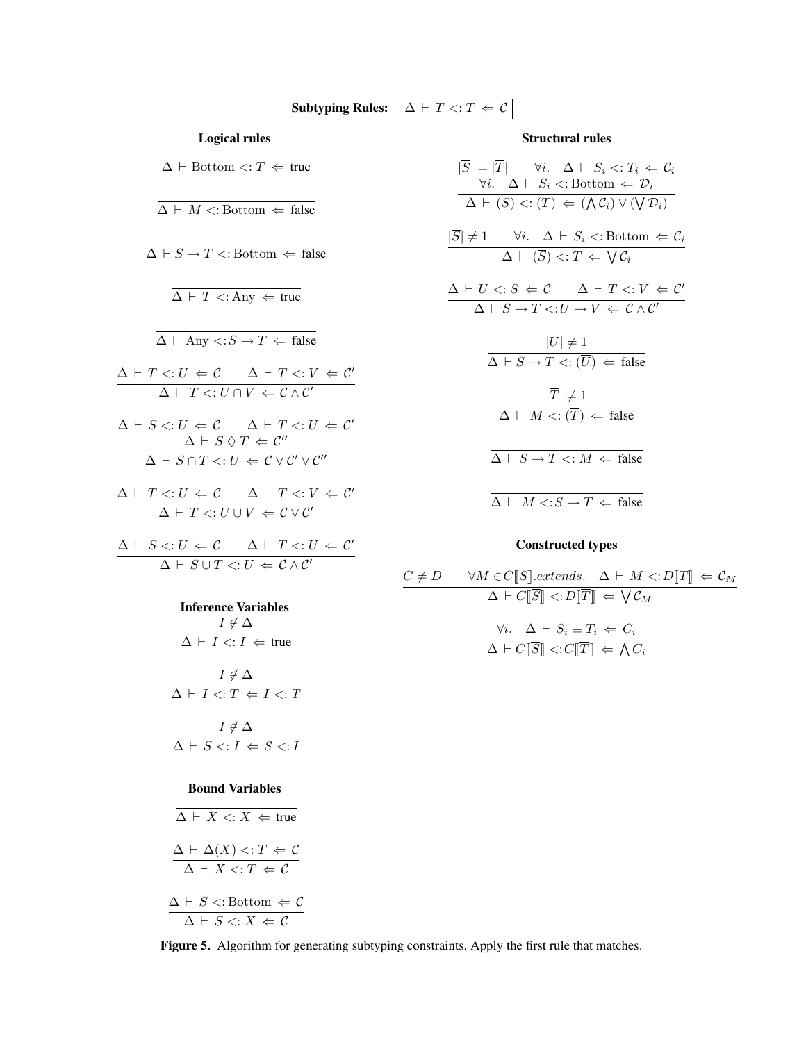**Subtyping Rules:** $\Delta \vdash T <: T \Leftarrow \mathcal{C}$

### Logical rules

$$\frac{}{\Delta \vdash \text{Bottom} <: T \Leftarrow \text{true}}$$

$$\frac{}{\Delta \vdash M <: \text{Bottom} \Leftarrow \text{false}}$$

$$\frac{}{\Delta \vdash S \rightarrow T <: \text{Bottom} \Leftarrow \text{false}}$$

$$\frac{}{\Delta \vdash T <: \text{Any} \Leftarrow \text{true}}$$

$$\frac{}{\Delta \vdash \text{Any} <: S \rightarrow T \Leftarrow \text{false}}$$

$$\frac{\Delta \vdash T <: U \Leftarrow \mathcal{C} \qquad \Delta \vdash T <: V \Leftarrow \mathcal{C}'}{\Delta \vdash T <: U \cap V \Leftarrow \mathcal{C} \wedge \mathcal{C}'}$$

$$\frac{\Delta \vdash S <: U \Leftarrow \mathcal{C} \qquad \Delta \vdash T <: U \Leftarrow \mathcal{C}' \qquad \Delta \vdash S \lozenge T \Leftarrow \mathcal{C}''}{\Delta \vdash S \cap T <: U \Leftarrow \mathcal{C} \vee \mathcal{C}' \vee \mathcal{C}''}$$

$$\frac{\Delta \vdash T <: U \Leftarrow \mathcal{C} \qquad \Delta \vdash T <: V \Leftarrow \mathcal{C}'}{\Delta \vdash T <: U \cup V \Leftarrow \mathcal{C} \vee \mathcal{C}'}$$

$$\frac{\Delta \vdash S <: U \Leftarrow \mathcal{C} \qquad \Delta \vdash T <: U \Leftarrow \mathcal{C}'}{\Delta \vdash S \cup T <: U \Leftarrow \mathcal{C} \wedge \mathcal{C}'}$$

### Inference Variables

$$\frac{I \notin \Delta}{\Delta \vdash I <: I \Leftarrow \text{true}}$$

$$\frac{I \notin \Delta}{\Delta \vdash I <: T \Leftarrow I <: T}$$

$$\frac{I \notin \Delta}{\Delta \vdash S <: I \Leftarrow S <: I}$$

### Bound Variables

$$\frac{}{\Delta \vdash X <: X \Leftarrow \text{true}}$$

$$\frac{\Delta \vdash \Delta(X) <: T \Leftarrow \mathcal{C}}{\Delta \vdash X <: T \Leftarrow \mathcal{C}}$$

$$\frac{\Delta \vdash S <: \text{Bottom} \Leftarrow \mathcal{C}}{\Delta \vdash S <: X \Leftarrow \mathcal{C}}$$

### Structural rules

$$\frac{|\overline{S}| = |\overline{T}| \qquad \forall i.\ \ \Delta \vdash S_i <: T_i \Leftarrow \mathcal{C}_i \qquad \forall i.\ \ \Delta \vdash S_i <: \text{Bottom} \Leftarrow \mathcal{D}_i}{\Delta \vdash (\overline{S}) <: (\overline{T}) \Leftarrow (\bigwedge \mathcal{C}_i) \vee (\bigvee \mathcal{D}_i)}$$

$$\frac{|\overline{S}| \neq 1 \qquad \forall i.\ \ \Delta \vdash S_i <: \text{Bottom} \Leftarrow \mathcal{C}_i}{\Delta \vdash (\overline{S}) <: T \Leftarrow \bigvee \mathcal{C}_i}$$

$$\frac{\Delta \vdash U <: S \Leftarrow \mathcal{C} \qquad \Delta \vdash T <: V \Leftarrow \mathcal{C}'}{\Delta \vdash S \rightarrow T <: U \rightarrow V \Leftarrow \mathcal{C} \wedge \mathcal{C}'}$$

$$\frac{|\overline{U}| \neq 1}{\Delta \vdash S \rightarrow T <: (\overline{U}) \Leftarrow \text{false}}$$

$$\frac{|\overline{T}| \neq 1}{\Delta \vdash M <: (\overline{T}) \Leftarrow \text{false}}$$

$$\frac{}{\Delta \vdash S \rightarrow T <: M \Leftarrow \text{false}}$$

$$\frac{}{\Delta \vdash M <: S \rightarrow T \Leftarrow \text{false}}$$

### Constructed types

$$\frac{C \neq D \qquad \forall M \in C[\![\overline{S}]\!].extends.\ \ \Delta \vdash M <: D[\![\overline{T}]\!] \Leftarrow \mathcal{C}_M}{\Delta \vdash C[\![\overline{S}]\!] <: D[\![\overline{T}]\!] \Leftarrow \bigvee \mathcal{C}_M}$$

$$\frac{\forall i.\ \ \Delta \vdash S_i \equiv T_i \Leftarrow C_i}{\Delta \vdash C[\![\overline{S}]\!] <: C[\![\overline{T}]\!] \Leftarrow \bigwedge C_i}$$

**Figure 5.** Algorithm for generating subtyping constraints. Apply the first rule that matches.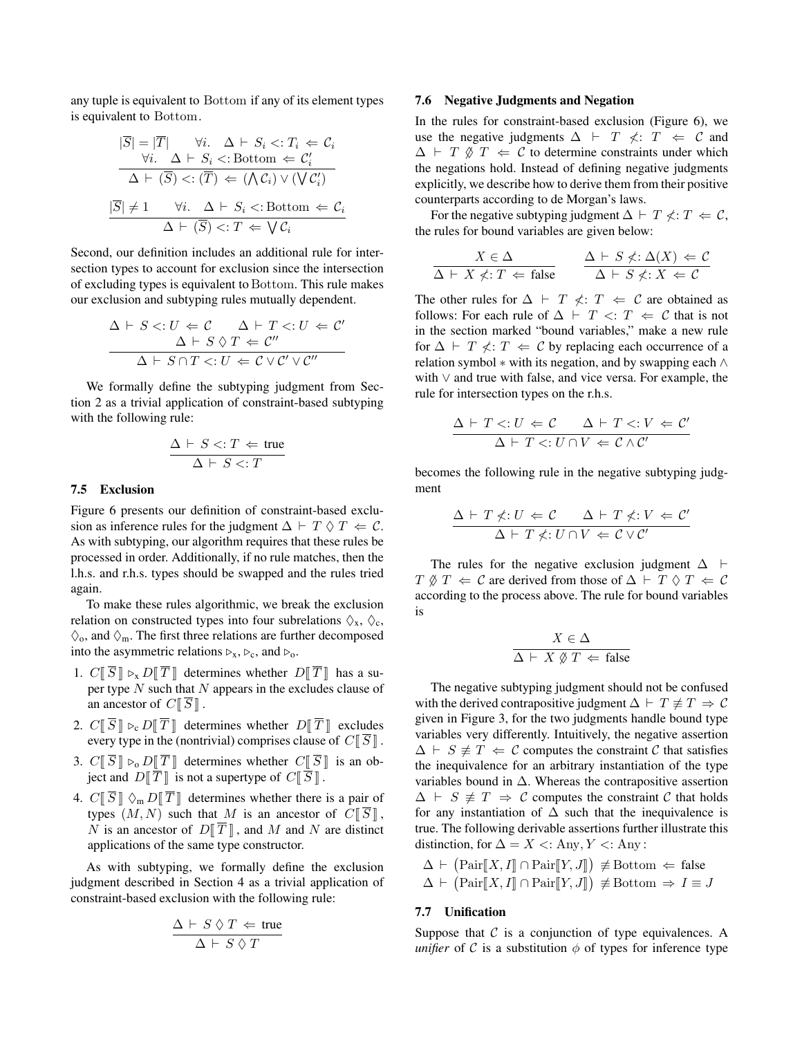any tuple is equivalent to Bottom if any of its element types is equivalent to Bottom.

$$\frac{|\overline{S}| = |\overline{T}| \qquad \forall i.\;\; \Delta \vdash S_i <: T_i \Leftarrow \mathcal{C}_i \qquad \forall i.\;\; \Delta \vdash S_i <: \text{Bottom} \Leftarrow \mathcal{C}'_i}{\Delta \vdash (\overline{S}) <: (\overline{T}) \Leftarrow (\bigwedge \mathcal{C}_i) \vee (\bigvee \mathcal{C}'_i)}$$

$$\frac{|\overline{S}| \neq 1 \qquad \forall i.\;\; \Delta \vdash S_i <: \text{Bottom} \Leftarrow \mathcal{C}_i}{\Delta \vdash (\overline{S}) <: T \Leftarrow \bigvee \mathcal{C}_i}$$

Second, our definition includes an additional rule for intersection types to account for exclusion since the intersection of excluding types is equivalent to Bottom. This rule makes our exclusion and subtyping rules mutually dependent.

$$\frac{\Delta \vdash S <: U \Leftarrow \mathcal{C} \qquad \Delta \vdash T <: U \Leftarrow \mathcal{C}' \qquad \Delta \vdash S \lozenge T \Leftarrow \mathcal{C}''}{\Delta \vdash S \cap T <: U \Leftarrow \mathcal{C} \vee \mathcal{C}' \vee \mathcal{C}''}$$

We formally define the subtyping judgment from Section 2 as a trivial application of constraint-based subtyping with the following rule:

$$\frac{\Delta \vdash S <: T \Leftarrow \text{true}}{\Delta \vdash S <: T}$$

### 7.5 Exclusion

Figure 6 presents our definition of constraint-based exclusion as inference rules for the judgment $\Delta \vdash T \lozenge T \Leftarrow \mathcal{C}$. As with subtyping, our algorithm requires that these rules be processed in order. Additionally, if no rule matches, then the l.h.s. and r.h.s. types should be swapped and the rules tried again.

To make these rules algorithmic, we break the exclusion relation on constructed types into four subrelations $\lozenge_{\text{x}}$, $\lozenge_{\text{c}}$, $\lozenge_{\text{o}}$, and $\lozenge_{\text{m}}$. The first three relations are further decomposed into the asymmetric relations $\triangleright_{\text{x}}$, $\triangleright_{\text{c}}$, and $\triangleright_{\text{o}}$.

1. $C[\![\,\overline{S}\,]\!] \triangleright_{\text{x}} D[\![\,\overline{T}\,]\!]$ determines whether $D[\![\,\overline{T}\,]\!]$ has a super type $N$ such that $N$ appears in the excludes clause of an ancestor of $C[\![\,\overline{S}\,]\!]$.
2. $C[\![\,\overline{S}\,]\!] \triangleright_{\text{c}} D[\![\,\overline{T}\,]\!]$ determines whether $D[\![\,\overline{T}\,]\!]$ excludes every type in the (nontrivial) comprises clause of $C[\![\,\overline{S}\,]\!]$.
3. $C[\![\,\overline{S}\,]\!] \triangleright_{\text{o}} D[\![\,\overline{T}\,]\!]$ determines whether $C[\![\,\overline{S}\,]\!]$ is an object and $D[\![\,\overline{T}\,]\!]$ is not a supertype of $C[\![\,\overline{S}\,]\!]$.
4. $C[\![\,\overline{S}\,]\!] \lozenge_{\text{m}} D[\![\,\overline{T}\,]\!]$ determines whether there is a pair of types $(M, N)$ such that $M$ is an ancestor of $C[\![\,\overline{S}\,]\!]$, $N$ is an ancestor of $D[\![\,\overline{T}\,]\!]$, and $M$ and $N$ are distinct applications of the same type constructor.

As with subtyping, we formally define the exclusion judgment described in Section 4 as a trivial application of constraint-based exclusion with the following rule:

$$\frac{\Delta \vdash S \lozenge T \Leftarrow \text{true}}{\Delta \vdash S \lozenge T}$$

### 7.6 Negative Judgments and Negation

In the rules for constraint-based exclusion (Figure 6), we use the negative judgments $\Delta \vdash T \not<: T \Leftarrow \mathcal{C}$ and $\Delta \vdash T \not\lozenge T \Leftarrow \mathcal{C}$ to determine constraints under which the negations hold. Instead of defining negative judgments explicitly, we describe how to derive them from their positive counterparts according to de Morgan's laws.

For the negative subtyping judgment $\Delta \vdash T \not<: T \Leftarrow \mathcal{C}$, the rules for bound variables are given below:

$$\frac{X \in \Delta}{\Delta \vdash X \not<: T \Leftarrow \text{false}} \qquad \frac{\Delta \vdash S \not<: \Delta(X) \Leftarrow \mathcal{C}}{\Delta \vdash S \not<: X \Leftarrow \mathcal{C}}$$

The other rules for $\Delta \vdash T \not<: T \Leftarrow \mathcal{C}$ are obtained as follows: For each rule of $\Delta \vdash T <: T \Leftarrow \mathcal{C}$ that is not in the section marked "bound variables," make a new rule for $\Delta \vdash T \not<: T \Leftarrow \mathcal{C}$ by replacing each occurrence of a relation symbol $*$ with its negation, and by swapping each $\wedge$ with $\vee$ and true with false, and vice versa. For example, the rule for intersection types on the r.h.s.

$$\frac{\Delta \vdash T <: U \Leftarrow \mathcal{C} \qquad \Delta \vdash T <: V \Leftarrow \mathcal{C}'}{\Delta \vdash T <: U \cap V \Leftarrow \mathcal{C} \wedge \mathcal{C}'}$$

becomes the following rule in the negative subtyping judgment

$$\frac{\Delta \vdash T \not<: U \Leftarrow \mathcal{C} \qquad \Delta \vdash T \not<: V \Leftarrow \mathcal{C}'}{\Delta \vdash T \not<: U \cap V \Leftarrow \mathcal{C} \vee \mathcal{C}'}$$

The rules for the negative exclusion judgment $\Delta \vdash T \not\lozenge T \Leftarrow \mathcal{C}$ are derived from those of $\Delta \vdash T \lozenge T \Leftarrow \mathcal{C}$ according to the process above. The rule for bound variables is

$$\frac{X \in \Delta}{\Delta \vdash X \not\lozenge T \Leftarrow \text{false}}$$

The negative subtyping judgment should not be confused with the derived contrapositive judgment $\Delta \vdash T \not\equiv T \Rightarrow \mathcal{C}$ given in Figure 3, for the two judgments handle bound type variables very differently. Intuitively, the negative assertion $\Delta \vdash S \not\equiv T \Leftarrow \mathcal{C}$ computes the constraint $\mathcal{C}$ that satisfies the inequivalence for an arbitrary instantiation of the type variables bound in $\Delta$. Whereas the contrapositive assertion $\Delta \vdash S \not\equiv T \Rightarrow \mathcal{C}$ computes the constraint $\mathcal{C}$ that holds for any instantiation of $\Delta$ such that the inequivalence is true. The following derivable assertions further illustrate this distinction, for $\Delta = X <: \text{Any}, Y <: \text{Any}$:

$$\Delta \vdash \left(\text{Pair}[\![X, I]\!] \cap \text{Pair}[\![Y, J]\!]\right) \not\equiv \text{Bottom} \Leftarrow \text{false}$$
$$\Delta \vdash \left(\text{Pair}[\![X, I]\!] \cap \text{Pair}[\![Y, J]\!]\right) \not\equiv \text{Bottom} \Rightarrow I \equiv J$$

### 7.7 Unification

Suppose that $\mathcal{C}$ is a conjunction of type equivalences. A *unifier* of $\mathcal{C}$ is a substitution $\phi$ of types for inference type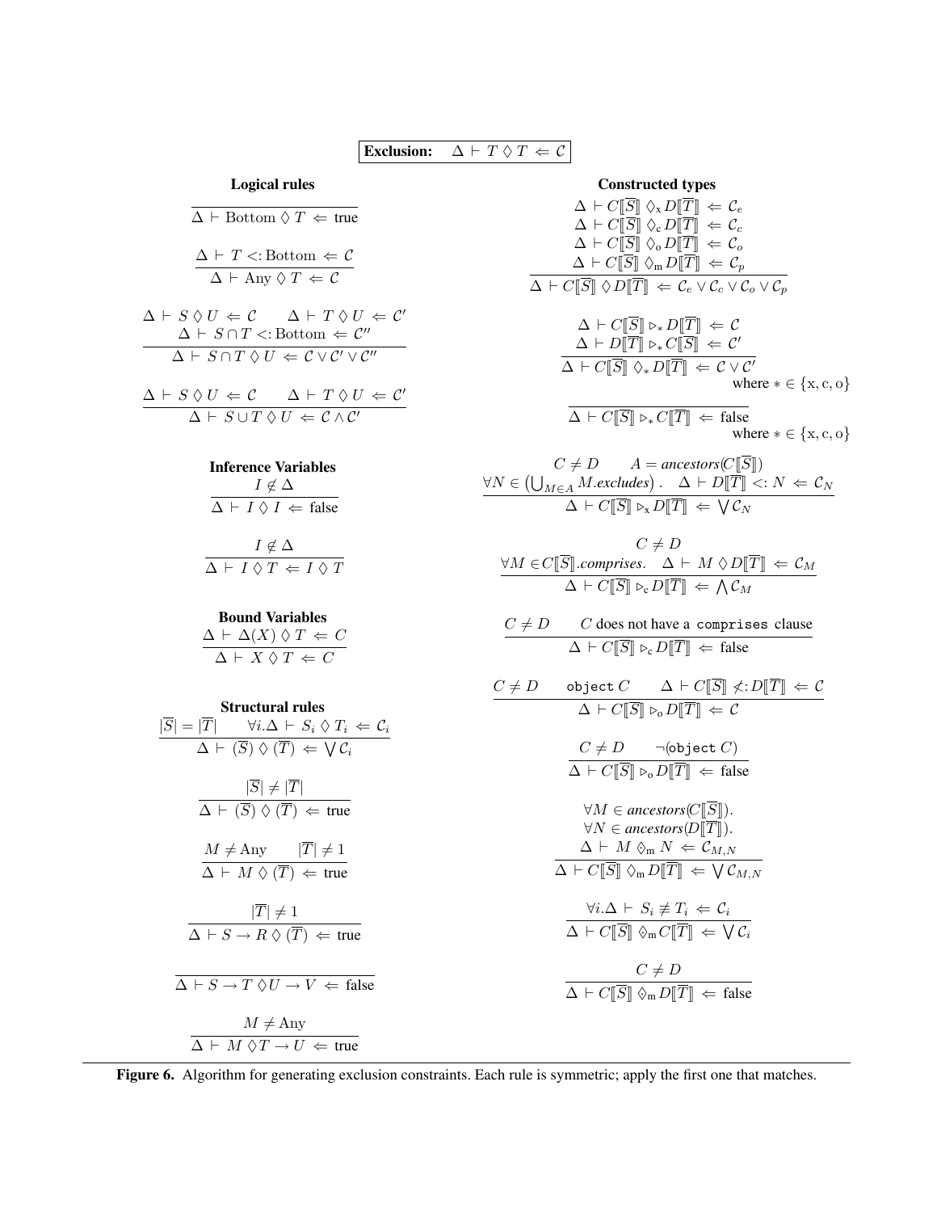**Exclusion:** $\Delta \vdash T \lozenge T \Leftarrow \mathcal{C}$

### Logical rules

$$\frac{}{\Delta \vdash \text{Bottom} \lozenge T \Leftarrow \text{true}}$$

$$\frac{\Delta \vdash T <: \text{Bottom} \Leftarrow \mathcal{C}}{\Delta \vdash \text{Any} \lozenge T \Leftarrow \mathcal{C}}$$

$$\frac{\Delta \vdash S \lozenge U \Leftarrow \mathcal{C} \qquad \Delta \vdash T \lozenge U \Leftarrow \mathcal{C}' \qquad \Delta \vdash S \cap T <: \text{Bottom} \Leftarrow \mathcal{C}''}{\Delta \vdash S \cap T \lozenge U \Leftarrow \mathcal{C} \vee \mathcal{C}' \vee \mathcal{C}''}$$

$$\frac{\Delta \vdash S \lozenge U \Leftarrow \mathcal{C} \qquad \Delta \vdash T \lozenge U \Leftarrow \mathcal{C}'}{\Delta \vdash S \cup T \lozenge U \Leftarrow \mathcal{C} \wedge \mathcal{C}'}$$

### Inference Variables

$$\frac{I \notin \Delta}{\Delta \vdash I \lozenge I \Leftarrow \text{false}}$$

$$\frac{I \notin \Delta}{\Delta \vdash I \lozenge T \Leftarrow I \lozenge T}$$

### Bound Variables

$$\frac{\Delta \vdash \Delta(X) \lozenge T \Leftarrow C}{\Delta \vdash X \lozenge T \Leftarrow C}$$

### Structural rules

$$\frac{|\overline{S}| = |\overline{T}| \qquad \forall i. \Delta \vdash S_i \lozenge T_i \Leftarrow \mathcal{C}_i}{\Delta \vdash (\overline{S}) \lozenge (\overline{T}) \Leftarrow \bigvee \mathcal{C}_i}$$

$$\frac{|\overline{S}| \neq |\overline{T}|}{\Delta \vdash (\overline{S}) \lozenge (\overline{T}) \Leftarrow \text{true}}$$

$$\frac{M \neq \text{Any} \qquad |\overline{T}| \neq 1}{\Delta \vdash M \lozenge (\overline{T}) \Leftarrow \text{true}}$$

$$\frac{|\overline{T}| \neq 1}{\Delta \vdash S \to R \lozenge (\overline{T}) \Leftarrow \text{true}}$$

$$\frac{}{\Delta \vdash S \to T \lozenge U \to V \Leftarrow \text{false}}$$

$$\frac{M \neq \text{Any}}{\Delta \vdash M \lozenge T \to U \Leftarrow \text{true}}$$

### Constructed types

$$\frac{\Delta \vdash C[\![\overline{S}]\!] \lozenge_{\text{x}} D[\![\overline{T}]\!] \Leftarrow \mathcal{C}_e \qquad \Delta \vdash C[\![\overline{S}]\!] \lozenge_{\text{c}} D[\![\overline{T}]\!] \Leftarrow \mathcal{C}_c \qquad \Delta \vdash C[\![\overline{S}]\!] \lozenge_{\text{o}} D[\![\overline{T}]\!] \Leftarrow \mathcal{C}_o \qquad \Delta \vdash C[\![\overline{S}]\!] \lozenge_{\text{m}} D[\![\overline{T}]\!] \Leftarrow \mathcal{C}_p}{\Delta \vdash C[\![\overline{S}]\!] \lozenge D[\![\overline{T}]\!] \Leftarrow \mathcal{C}_e \vee \mathcal{C}_c \vee \mathcal{C}_o \vee \mathcal{C}_p}$$

$$\frac{\Delta \vdash C[\![\overline{S}]\!] \rhd_* D[\![\overline{T}]\!] \Leftarrow \mathcal{C} \qquad \Delta \vdash D[\![\overline{T}]\!] \rhd_* C[\![\overline{S}]\!] \Leftarrow \mathcal{C}'}{\Delta \vdash C[\![\overline{S}]\!] \lozenge_* D[\![\overline{T}]\!] \Leftarrow \mathcal{C} \vee \mathcal{C}'}$$
where $* \in \{\text{x}, \text{c}, \text{o}\}$

$$\frac{}{\Delta \vdash C[\![\overline{S}]\!] \rhd_* C[\![\overline{T}]\!] \Leftarrow \text{false}}$$
where $* \in \{\text{x}, \text{c}, \text{o}\}$

$$\frac{C \neq D \qquad A = \textit{ancestors}(C[\![\overline{S}]\!]) \qquad \forall N \in \left(\bigcup_{M \in A} M.\textit{excludes}\right). \quad \Delta \vdash D[\![\overline{T}]\!] <: N \Leftarrow \mathcal{C}_N}{\Delta \vdash C[\![\overline{S}]\!] \rhd_{\text{x}} D[\![\overline{T}]\!] \Leftarrow \bigvee \mathcal{C}_N}$$

$$\frac{C \neq D \qquad \forall M \in C[\![\overline{S}]\!].\textit{comprises}. \quad \Delta \vdash M \lozenge D[\![\overline{T}]\!] \Leftarrow \mathcal{C}_M}{\Delta \vdash C[\![\overline{S}]\!] \rhd_{\text{c}} D[\![\overline{T}]\!] \Leftarrow \bigwedge \mathcal{C}_M}$$

$$\frac{C \neq D \qquad C \text{ does not have a } \texttt{comprises} \text{ clause}}{\Delta \vdash C[\![\overline{S}]\!] \rhd_{\text{c}} D[\![\overline{T}]\!] \Leftarrow \text{false}}$$

$$\frac{C \neq D \qquad \texttt{object}\ C \qquad \Delta \vdash C[\![\overline{S}]\!] \not<: D[\![\overline{T}]\!] \Leftarrow \mathcal{C}}{\Delta \vdash C[\![\overline{S}]\!] \rhd_{\text{o}} D[\![\overline{T}]\!] \Leftarrow \mathcal{C}}$$

$$\frac{C \neq D \qquad \neg(\texttt{object}\ C)}{\Delta \vdash C[\![\overline{S}]\!] \rhd_{\text{o}} D[\![\overline{T}]\!] \Leftarrow \text{false}}$$

$$\frac{\forall M \in \textit{ancestors}(C[\![\overline{S}]\!]). \quad \forall N \in \textit{ancestors}(D[\![\overline{T}]\!]). \quad \Delta \vdash M \lozenge_{\text{m}} N \Leftarrow \mathcal{C}_{M,N}}{\Delta \vdash C[\![\overline{S}]\!] \lozenge_{\text{m}} D[\![\overline{T}]\!] \Leftarrow \bigvee \mathcal{C}_{M,N}}$$

$$\frac{\forall i. \Delta \vdash S_i \not\equiv T_i \Leftarrow \mathcal{C}_i}{\Delta \vdash C[\![\overline{S}]\!] \lozenge_{\text{m}} C[\![\overline{T}]\!] \Leftarrow \bigvee \mathcal{C}_i}$$

$$\frac{C \neq D}{\Delta \vdash C[\![\overline{S}]\!] \lozenge_{\text{m}} D[\![\overline{T}]\!] \Leftarrow \text{false}}$$

**Figure 6.** Algorithm for generating exclusion constraints. Each rule is symmetric; apply the first one that matches.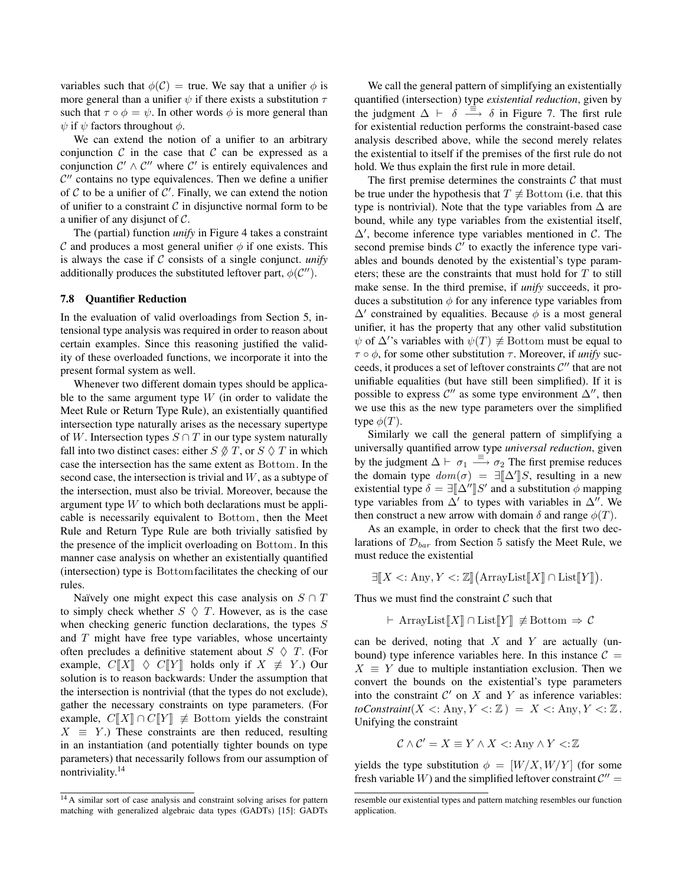variables such that $\phi(\mathcal{C}) = \text{true}$. We say that a unifier $\phi$ is more general than a unifier $\psi$ if there exists a substitution $\tau$ such that $\tau \circ \phi = \psi$. In other words $\phi$ is more general than $\psi$ if $\psi$ factors throughout $\phi$.

We can extend the notion of a unifier to an arbitrary conjunction $\mathcal{C}$ in the case that $\mathcal{C}$ can be expressed as a conjunction $\mathcal{C}' \wedge \mathcal{C}''$ where $\mathcal{C}'$ is entirely equivalences and $\mathcal{C}''$ contains no type equivalences. Then we define a unifier of $\mathcal{C}$ to be a unifier of $\mathcal{C}'$. Finally, we can extend the notion of unifier to a constraint $\mathcal{C}$ in disjunctive normal form to be a unifier of any disjunct of $\mathcal{C}$.

The (partial) function *unify* in Figure 4 takes a constraint $\mathcal{C}$ and produces a most general unifier $\phi$ if one exists. This is always the case if $\mathcal{C}$ consists of a single conjunct. *unify* additionally produces the substituted leftover part, $\phi(\mathcal{C}'')$.

### 7.8 Quantifier Reduction

In the evaluation of valid overloadings from Section 5, intensional type analysis was required in order to reason about certain examples. Since this reasoning justified the validity of these overloaded functions, we incorporate it into the present formal system as well.

Whenever two different domain types should be applicable to the same argument type $W$ (in order to validate the Meet Rule or Return Type Rule), an existentially quantified intersection type naturally arises as the necessary supertype of $W$. Intersection types $S \cap T$ in our type system naturally fall into two distinct cases: either $S \not\Diamond T$, or $S \Diamond T$ in which case the intersection has the same extent as $\text{Bottom}$. In the second case, the intersection is trivial and $W$, as a subtype of the intersection, must also be trivial. Moreover, because the argument type $W$ to which both declarations must be applicable is necessarily equivalent to $\text{Bottom}$, then the Meet Rule and Return Type Rule are both trivially satisfied by the presence of the implicit overloading on $\text{Bottom}$. In this manner case analysis on whether an existentially quantified (intersection) type is $\text{Bottom}$facilitates the checking of our rules.

Naïvely one might expect this case analysis on $S \cap T$ to simply check whether $S \Diamond T$. However, as is the case when checking generic function declarations, the types $S$ and $T$ might have free type variables, whose uncertainty often precludes a definitive statement about $S \Diamond T$. (For example, $C[\![X]\!] \Diamond C[\![Y]\!]$ holds only if $X \not\equiv Y$.) Our solution is to reason backwards: Under the assumption that the intersection is nontrivial (that the types do not exclude), gather the necessary constraints on type parameters. (For example, $C[\![X]\!] \cap C[\![Y]\!] \not\equiv \text{Bottom}$ yields the constraint $X \equiv Y$.) These constraints are then reduced, resulting in an instantiation (and potentially tighter bounds on type parameters) that necessarily follows from our assumption of nontriviality.[14]

We call the general pattern of simplifying an existentially quantified (intersection) type *existential reduction*, given by the judgment $\Delta \vdash \delta \xrightarrow{\equiv} \delta$ in Figure 7. The first rule for existential reduction performs the constraint-based case analysis described above, while the second merely relates the existential to itself if the premises of the first rule do not hold. We thus explain the first rule in more detail.

The first premise determines the constraints $\mathcal{C}$ that must be true under the hypothesis that $T \not\equiv \text{Bottom}$ (i.e. that this type is nontrivial). Note that the type variables from $\Delta$ are bound, while any type variables from the existential itself, $\Delta'$, become inference type variables mentioned in $\mathcal{C}$. The second premise binds $\mathcal{C}'$ to exactly the inference type variables and bounds denoted by the existential's type parameters; these are the constraints that must hold for $T$ to still make sense. In the third premise, if *unify* succeeds, it produces a substitution $\phi$ for any inference type variables from $\Delta'$ constrained by equalities. Because $\phi$ is a most general unifier, it has the property that any other valid substitution $\psi$ of $\Delta'$'s variables with $\psi(T) \not\equiv \text{Bottom}$ must be equal to $\tau \circ \phi$, for some other substitution $\tau$. Moreover, if *unify* succeeds, it produces a set of leftover constraints $\mathcal{C}''$ that are not unifiable equalities (but have still been simplified). If it is possible to express $\mathcal{C}''$ as some type environment $\Delta''$, then we use this as the new type parameters over the simplified type $\phi(T)$.

Similarly we call the general pattern of simplifying a universally quantified arrow type *universal reduction*, given by the judgment $\Delta \vdash \sigma_1 \xrightarrow{\equiv} \sigma_2$ The first premise reduces the domain type $dom(\sigma) = \exists[\![\Delta']\!]S$, resulting in a new existential type $\delta = \exists[\![\Delta'']\!]S'$ and a substitution $\phi$ mapping type variables from $\Delta'$ to types with variables in $\Delta''$. We then construct a new arrow with domain $\delta$ and range $\phi(T)$.

As an example, in order to check that the first two declarations of $\mathcal{D}_{bar}$ from Section 5 satisfy the Meet Rule, we must reduce the existential

$$\exists[\![X <: \text{Any}, Y <: \mathbb{Z}]\!]\big(\text{ArrayList}[\![X]\!] \cap \text{List}[\![Y]\!]\big).$$

Thus we must find the constraint $\mathcal{C}$ such that

$$\vdash \text{ArrayList}[\![X]\!] \cap \text{List}[\![Y]\!] \not\equiv \text{Bottom} \Rightarrow \mathcal{C}$$

can be derived, noting that $X$ and $Y$ are actually (unbound) type inference variables here. In this instance $\mathcal{C} = X \equiv Y$ due to multiple instantiation exclusion. Then we convert the bounds on the existential's type parameters into the constraint $\mathcal{C}'$ on $X$ and $Y$ as inference variables: *toConstraint*$(X <: \text{Any}, Y <: \mathbb{Z}) = X <: \text{Any}, Y <: \mathbb{Z}$. Unifying the constraint

$$\mathcal{C} \wedge \mathcal{C}' = X \equiv Y \wedge X <: \text{Any} \wedge Y <: \mathbb{Z}$$

yields the type substitution $\phi = [W/X, W/Y]$ (for some fresh variable $W$) and the simplified leftover constraint $\mathcal{C}'' =$

[14] A similar sort of case analysis and constraint solving arises for pattern matching with generalized algebraic data types (GADTs) [15]: GADTs resemble our existential types and pattern matching resembles our function application.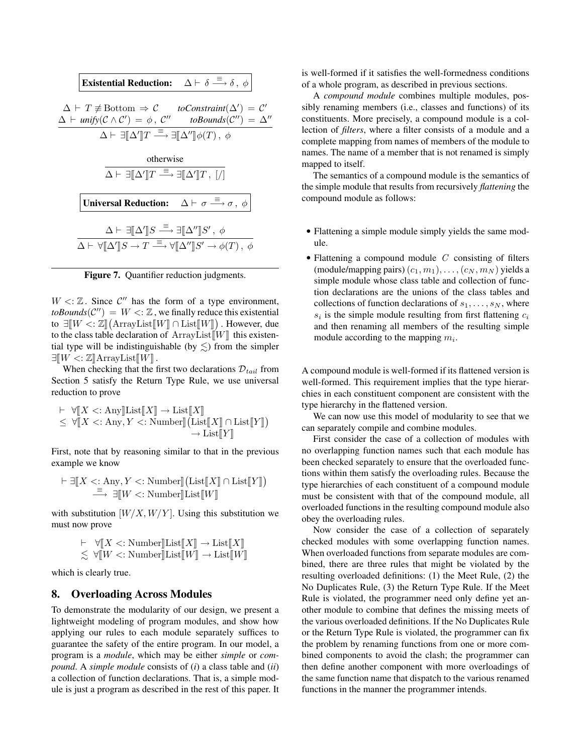$$\boxed{\textbf{Existential Reduction:} \quad \Delta \vdash \delta \xrightarrow{\equiv} \delta\,,\ \phi}$$

$$\frac{\begin{array}{cc}\Delta \vdash T \not\equiv \text{Bottom} \Rightarrow \mathcal{C} & \textit{toConstraint}(\Delta') = \mathcal{C}' \\ \Delta \vdash \textit{unify}(\mathcal{C} \wedge \mathcal{C}') = \phi\,,\ \mathcal{C}'' & \textit{toBounds}(\mathcal{C}'') = \Delta''\end{array}}{\Delta \vdash \exists[\![\Delta']\!]T \xrightarrow{\equiv} \exists[\![\Delta'']\!]\phi(T)\,,\ \phi}$$

$$\frac{\text{otherwise}}{\Delta \vdash \exists[\![\Delta']\!]T \xrightarrow{\equiv} \exists[\![\Delta']\!]T\,,\ [/]}$$

$$\boxed{\textbf{Universal Reduction:} \quad \Delta \vdash \sigma \xrightarrow{\equiv} \sigma\,,\ \phi}$$

$$\frac{\Delta \vdash \exists[\![\Delta']\!]S \xrightarrow{\equiv} \exists[\![\Delta'']\!]S'\,,\ \phi}{\Delta \vdash \forall[\![\Delta']\!]S \to T \xrightarrow{\equiv} \forall[\![\Delta'']\!]S' \to \phi(T)\,,\ \phi}$$

**Figure 7.** Quantifier reduction judgments.

$W <: \mathbb{Z}$. Since $\mathcal{C}''$ has the form of a type environment, *toBounds*$(\mathcal{C}'') = W <: \mathbb{Z}$, we finally reduce this existential to $\exists[\![W <: \mathbb{Z}]\!]\big(\text{ArrayList}[\![W]\!] \cap \text{List}[\![W]\!]\big)$. However, due to the class table declaration of $\text{ArrayList}[\![W]\!]$ this existential type will be indistinguishable (by $\lesssim$) from the simpler $\exists[\![W <: \mathbb{Z}]\!]\text{ArrayList}[\![W]\!]$.

When checking that the first two declarations $\mathcal{D}_{tail}$ from Section 5 satisfy the Return Type Rule, we use universal reduction to prove

$$\begin{array}{l}\vdash\ \forall[\![X <: \text{Any}]\!]\text{List}[\![X]\!] \to \text{List}[\![X]\!] \\ \leq\ \forall[\![X <: \text{Any}, Y <: \text{Number}]\!]\big(\text{List}[\![X]\!] \cap \text{List}[\![Y]\!]\big) \\ \qquad\qquad\qquad\qquad\qquad\qquad \to \text{List}[\![Y]\!]\end{array}$$

First, note that by reasoning similar to that in the previous example we know

$$\begin{array}{l}\vdash \exists[\![X <: \text{Any}, Y <: \text{Number}]\!]\big(\text{List}[\![X]\!] \cap \text{List}[\![Y]\!]\big) \\ \qquad \xrightarrow{\equiv}\ \exists[\![W <: \text{Number}]\!]\text{List}[\![W]\!]\end{array}$$

with substitution $[W/X, W/Y]$. Using this substitution we must now prove

$$\begin{array}{l}\vdash\ \ \forall[\![X <: \text{Number}]\!]\text{List}[\![X]\!] \to \text{List}[\![X]\!] \\ \lesssim\ \forall[\![W <: \text{Number}]\!]\text{List}[\![W]\!] \to \text{List}[\![W]\!]\end{array}$$

which is clearly true.

## 8. Overloading Across Modules

To demonstrate the modularity of our design, we present a lightweight modeling of program modules, and show how applying our rules to each module separately suffices to guarantee the safety of the entire program. In our model, a program is a *module*, which may be either *simple* or *compound*. A *simple module* consists of (*i*) a class table and (*ii*) a collection of function declarations. That is, a simple module is just a program as described in the rest of this paper. It is well-formed if it satisfies the well-formedness conditions of a whole program, as described in previous sections.

A *compound module* combines multiple modules, possibly renaming members (i.e., classes and functions) of its constituents. More precisely, a compound module is a collection of *filters*, where a filter consists of a module and a complete mapping from names of members of the module to names. The name of a member that is not renamed is simply mapped to itself.

The semantics of a compound module is the semantics of the simple module that results from recursively *flattening* the compound module as follows:

- Flattening a simple module simply yields the same module.
- Flattening a compound module $C$ consisting of filters (module/mapping pairs) $(c_1, m_1), \ldots, (c_N, m_N)$ yields a simple module whose class table and collection of function declarations are the unions of the class tables and collections of function declarations of $s_1, \ldots, s_N$, where $s_i$ is the simple module resulting from first flattening $c_i$ and then renaming all members of the resulting simple module according to the mapping $m_i$.

A compound module is well-formed if its flattened version is well-formed. This requirement implies that the type hierarchies in each constituent component are consistent with the type hierarchy in the flattened version.

We can now use this model of modularity to see that we can separately compile and combine modules.

First consider the case of a collection of modules with no overlapping function names such that each module has been checked separately to ensure that the overloaded functions within them satisfy the overloading rules. Because the type hierarchies of each constituent of a compound module must be consistent with that of the compound module, all overloaded functions in the resulting compound module also obey the overloading rules.

Now consider the case of a collection of separately checked modules with some overlapping function names. When overloaded functions from separate modules are combined, there are three rules that might be violated by the resulting overloaded definitions: (1) the Meet Rule, (2) the No Duplicates Rule, (3) the Return Type Rule. If the Meet Rule is violated, the programmer need only define yet another module to combine that defines the missing meets of the various overloaded definitions. If the No Duplicates Rule or the Return Type Rule is violated, the programmer can fix the problem by renaming functions from one or more combined components to avoid the clash; the programmer can then define another component with more overloadings of the same function name that dispatch to the various renamed functions in the manner the programmer intends.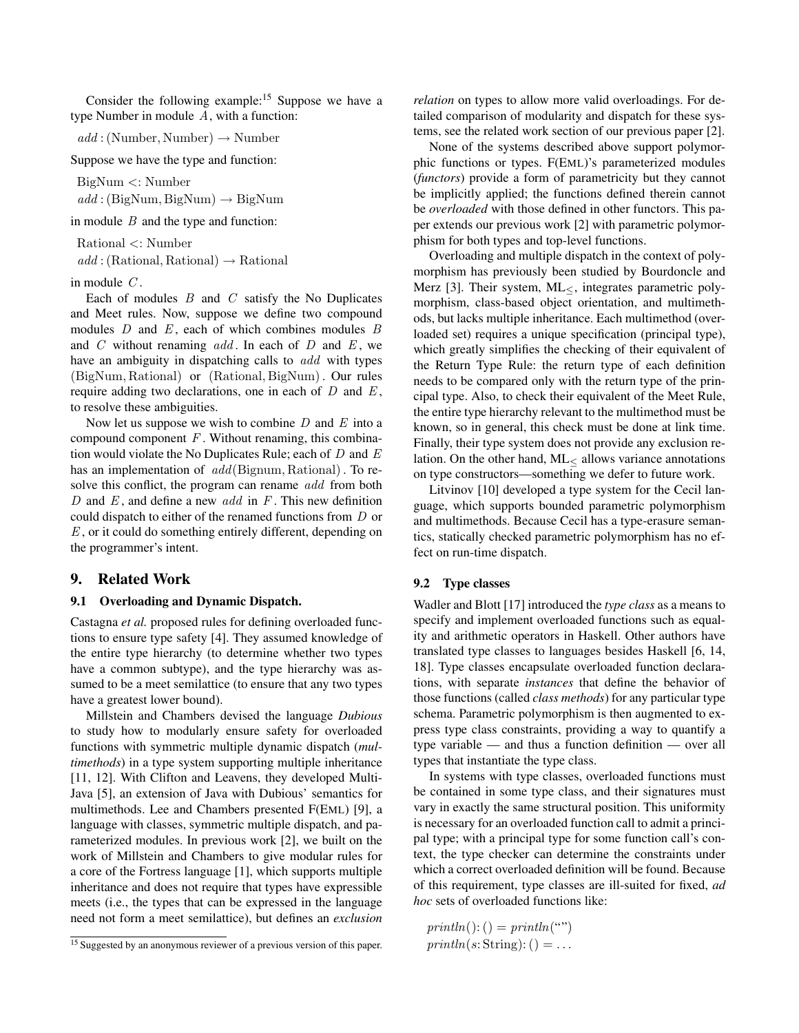Consider the following example:[15] Suppose we have a type Number in module $A$, with a function:

$add : (\text{Number}, \text{Number}) \rightarrow \text{Number}$

Suppose we have the type and function:

$\text{BigNum} <: \text{Number}$
$add : (\text{BigNum}, \text{BigNum}) \rightarrow \text{BigNum}$

in module $B$ and the type and function:

$\text{Rational} <: \text{Number}$
$add : (\text{Rational}, \text{Rational}) \rightarrow \text{Rational}$

in module $C$.

Each of modules $B$ and $C$ satisfy the No Duplicates and Meet rules. Now, suppose we define two compound modules $D$ and $E$, each of which combines modules $B$ and $C$ without renaming $add$. In each of $D$ and $E$, we have an ambiguity in dispatching calls to $add$ with types $(\text{BigNum}, \text{Rational})$ or $(\text{Rational}, \text{BigNum})$. Our rules require adding two declarations, one in each of $D$ and $E$, to resolve these ambiguities.

Now let us suppose we wish to combine $D$ and $E$ into a compound component $F$. Without renaming, this combination would violate the No Duplicates Rule; each of $D$ and $E$ has an implementation of $add(\text{Bignum}, \text{Rational})$. To resolve this conflict, the program can rename $add$ from both $D$ and $E$, and define a new $add$ in $F$. This new definition could dispatch to either of the renamed functions from $D$ or $E$, or it could do something entirely different, depending on the programmer's intent.

[15] Suggested by an anonymous reviewer of a previous version of this paper.

## 9. Related Work

### 9.1 Overloading and Dynamic Dispatch.

Castagna *et al.* proposed rules for defining overloaded functions to ensure type safety [4]. They assumed knowledge of the entire type hierarchy (to determine whether two types have a common subtype), and the type hierarchy was assumed to be a meet semilattice (to ensure that any two types have a greatest lower bound).

Millstein and Chambers devised the language *Dubious* to study how to modularly ensure safety for overloaded functions with symmetric multiple dynamic dispatch (*multimethods*) in a type system supporting multiple inheritance [11, 12]. With Clifton and Leavens, they developed MultiJava [5], an extension of Java with Dubious' semantics for multimethods. Lee and Chambers presented F(EML) [9], a language with classes, symmetric multiple dispatch, and parameterized modules. In previous work [2], we built on the work of Millstein and Chambers to give modular rules for a core of the Fortress language [1], which supports multiple inheritance and does not require that types have expressible meets (i.e., the types that can be expressed in the language need not form a meet semilattice), but defines an *exclusion relation* on types to allow more valid overloadings. For detailed comparison of modularity and dispatch for these systems, see the related work section of our previous paper [2].

None of the systems described above support polymorphic functions or types. F(EML)'s parameterized modules (*functors*) provide a form of parametricity but they cannot be implicitly applied; the functions defined therein cannot be *overloaded* with those defined in other functors. This paper extends our previous work [2] with parametric polymorphism for both types and top-level functions.

Overloading and multiple dispatch in the context of polymorphism has previously been studied by Bourdoncle and Merz [3]. Their system, $\text{ML}_{\leq}$, integrates parametric polymorphism, class-based object orientation, and multimethods, but lacks multiple inheritance. Each multimethod (overloaded set) requires a unique specification (principal type), which greatly simplifies the checking of their equivalent of the Return Type Rule: the return type of each definition needs to be compared only with the return type of the principal type. Also, to check their equivalent of the Meet Rule, the entire type hierarchy relevant to the multimethod must be known, so in general, this check must be done at link time. Finally, their type system does not provide any exclusion relation. On the other hand, $\text{ML}_{\leq}$ allows variance annotations on type constructors—something we defer to future work.

Litvinov [10] developed a type system for the Cecil language, which supports bounded parametric polymorphism and multimethods. Because Cecil has a type-erasure semantics, statically checked parametric polymorphism has no effect on run-time dispatch.

### 9.2 Type classes

Wadler and Blott [17] introduced the *type class* as a means to specify and implement overloaded functions such as equality and arithmetic operators in Haskell. Other authors have translated type classes to languages besides Haskell [6, 14, 18]. Type classes encapsulate overloaded function declarations, with separate *instances* that define the behavior of those functions (called *class methods*) for any particular type schema. Parametric polymorphism is then augmented to express type class constraints, providing a way to quantify a type variable — and thus a function definition — over all types that instantiate the type class.

In systems with type classes, overloaded functions must be contained in some type class, and their signatures must vary in exactly the same structural position. This uniformity is necessary for an overloaded function call to admit a principal type; with a principal type for some function call's context, the type checker can determine the constraints under which a correct overloaded definition will be found. Because of this requirement, type classes are ill-suited for fixed, *ad hoc* sets of overloaded functions like:

$println() : () = println(\text{“”})$
$println(s : \text{String}) : () = \ldots$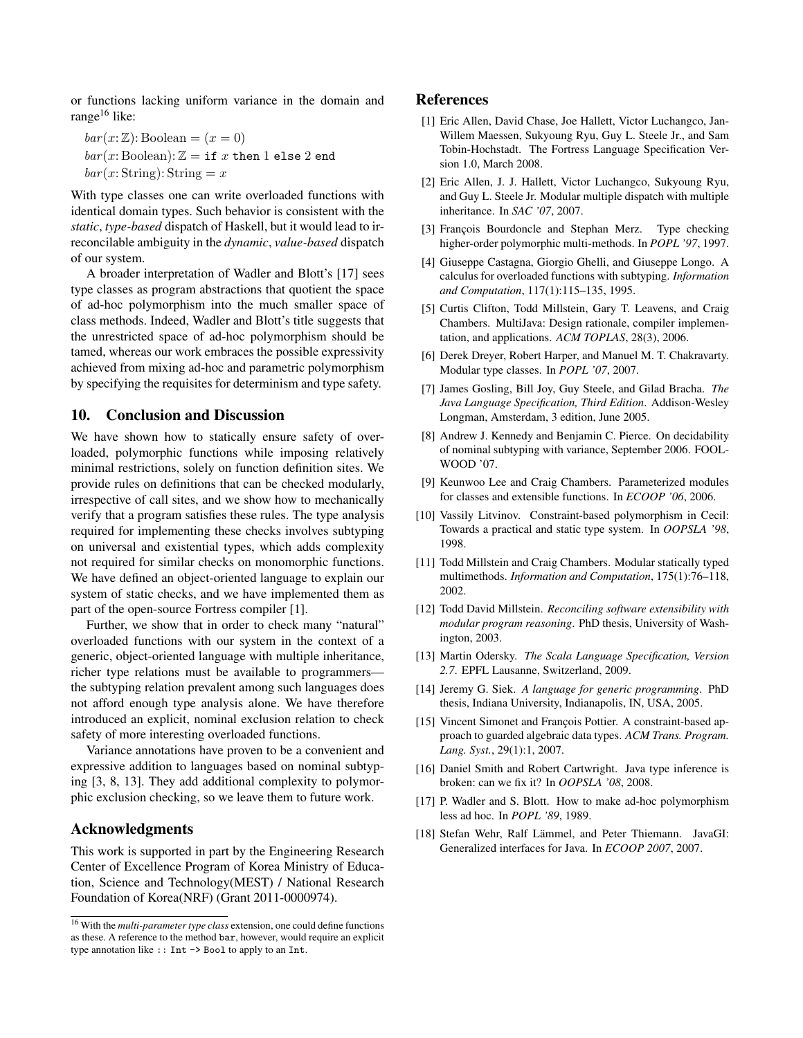or functions lacking uniform variance in the domain and range[16] like:

$bar(x\colon \mathbb{Z})\colon \text{Boolean} = (x = 0)$
$bar(x\colon \text{Boolean})\colon \mathbb{Z} = \texttt{if } x \texttt{ then } 1 \texttt{ else } 2 \texttt{ end}$
$bar(x\colon \text{String})\colon \text{String} = x$

With type classes one can write overloaded functions with identical domain types. Such behavior is consistent with the *static*, *type-based* dispatch of Haskell, but it would lead to irreconcilable ambiguity in the *dynamic*, *value-based* dispatch of our system.

A broader interpretation of Wadler and Blott's [17] sees type classes as program abstractions that quotient the space of ad-hoc polymorphism into the much smaller space of class methods. Indeed, Wadler and Blott's title suggests that the unrestricted space of ad-hoc polymorphism should be tamed, whereas our work embraces the possible expressivity achieved from mixing ad-hoc and parametric polymorphism by specifying the requisites for determinism and type safety.

## 10. Conclusion and Discussion

We have shown how to statically ensure safety of overloaded, polymorphic functions while imposing relatively minimal restrictions, solely on function definition sites. We provide rules on definitions that can be checked modularly, irrespective of call sites, and we show how to mechanically verify that a program satisfies these rules. The type analysis required for implementing these checks involves subtyping on universal and existential types, which adds complexity not required for similar checks on monomorphic functions. We have defined an object-oriented language to explain our system of static checks, and we have implemented them as part of the open-source Fortress compiler [1].

Further, we show that in order to check many "natural" overloaded functions with our system in the context of a generic, object-oriented language with multiple inheritance, richer type relations must be available to programmers—the subtyping relation prevalent among such languages does not afford enough type analysis alone. We have therefore introduced an explicit, nominal exclusion relation to check safety of more interesting overloaded functions.

Variance annotations have proven to be a convenient and expressive addition to languages based on nominal subtyping [3, 8, 13]. They add additional complexity to polymorphic exclusion checking, so we leave them to future work.

## Acknowledgments

This work is supported in part by the Engineering Research Center of Excellence Program of Korea Ministry of Education, Science and Technology(MEST) / National Research Foundation of Korea(NRF) (Grant 2011-0000974).

[16] With the *multi-parameter type class* extension, one could define functions as these. A reference to the method `bar`, however, would require an explicit type annotation like `:: Int -> Bool` to apply to an `Int`.

## References

[1] Eric Allen, David Chase, Joe Hallett, Victor Luchangco, Jan-Willem Maessen, Sukyoung Ryu, Guy L. Steele Jr., and Sam Tobin-Hochstadt. The Fortress Language Specification Version 1.0, March 2008.

[2] Eric Allen, J. J. Hallett, Victor Luchangco, Sukyoung Ryu, and Guy L. Steele Jr. Modular multiple dispatch with multiple inheritance. In *SAC '07*, 2007.

[3] François Bourdoncle and Stephan Merz. Type checking higher-order polymorphic multi-methods. In *POPL '97*, 1997.

[4] Giuseppe Castagna, Giorgio Ghelli, and Giuseppe Longo. A calculus for overloaded functions with subtyping. *Information and Computation*, 117(1):115–135, 1995.

[5] Curtis Clifton, Todd Millstein, Gary T. Leavens, and Craig Chambers. MultiJava: Design rationale, compiler implementation, and applications. *ACM TOPLAS*, 28(3), 2006.

[6] Derek Dreyer, Robert Harper, and Manuel M. T. Chakravarty. Modular type classes. In *POPL '07*, 2007.

[7] James Gosling, Bill Joy, Guy Steele, and Gilad Bracha. *The Java Language Specification, Third Edition*. Addison-Wesley Longman, Amsterdam, 3 edition, June 2005.

[8] Andrew J. Kennedy and Benjamin C. Pierce. On decidability of nominal subtyping with variance, September 2006. FOOL-WOOD '07.

[9] Keunwoo Lee and Craig Chambers. Parameterized modules for classes and extensible functions. In *ECOOP '06*, 2006.

[10] Vassily Litvinov. Constraint-based polymorphism in Cecil: Towards a practical and static type system. In *OOPSLA '98*, 1998.

[11] Todd Millstein and Craig Chambers. Modular statically typed multimethods. *Information and Computation*, 175(1):76–118, 2002.

[12] Todd David Millstein. *Reconciling software extensibility with modular program reasoning*. PhD thesis, University of Washington, 2003.

[13] Martin Odersky. *The Scala Language Specification, Version 2.7*. EPFL Lausanne, Switzerland, 2009.

[14] Jeremy G. Siek. *A language for generic programming*. PhD thesis, Indiana University, Indianapolis, IN, USA, 2005.

[15] Vincent Simonet and François Pottier. A constraint-based approach to guarded algebraic data types. *ACM Trans. Program. Lang. Syst.*, 29(1):1, 2007.

[16] Daniel Smith and Robert Cartwright. Java type inference is broken: can we fix it? In *OOPSLA '08*, 2008.

[17] P. Wadler and S. Blott. How to make ad-hoc polymorphism less ad hoc. In *POPL '89*, 1989.

[18] Stefan Wehr, Ralf Lämmel, and Peter Thiemann. JavaGI: Generalized interfaces for Java. In *ECOOP 2007*, 2007.